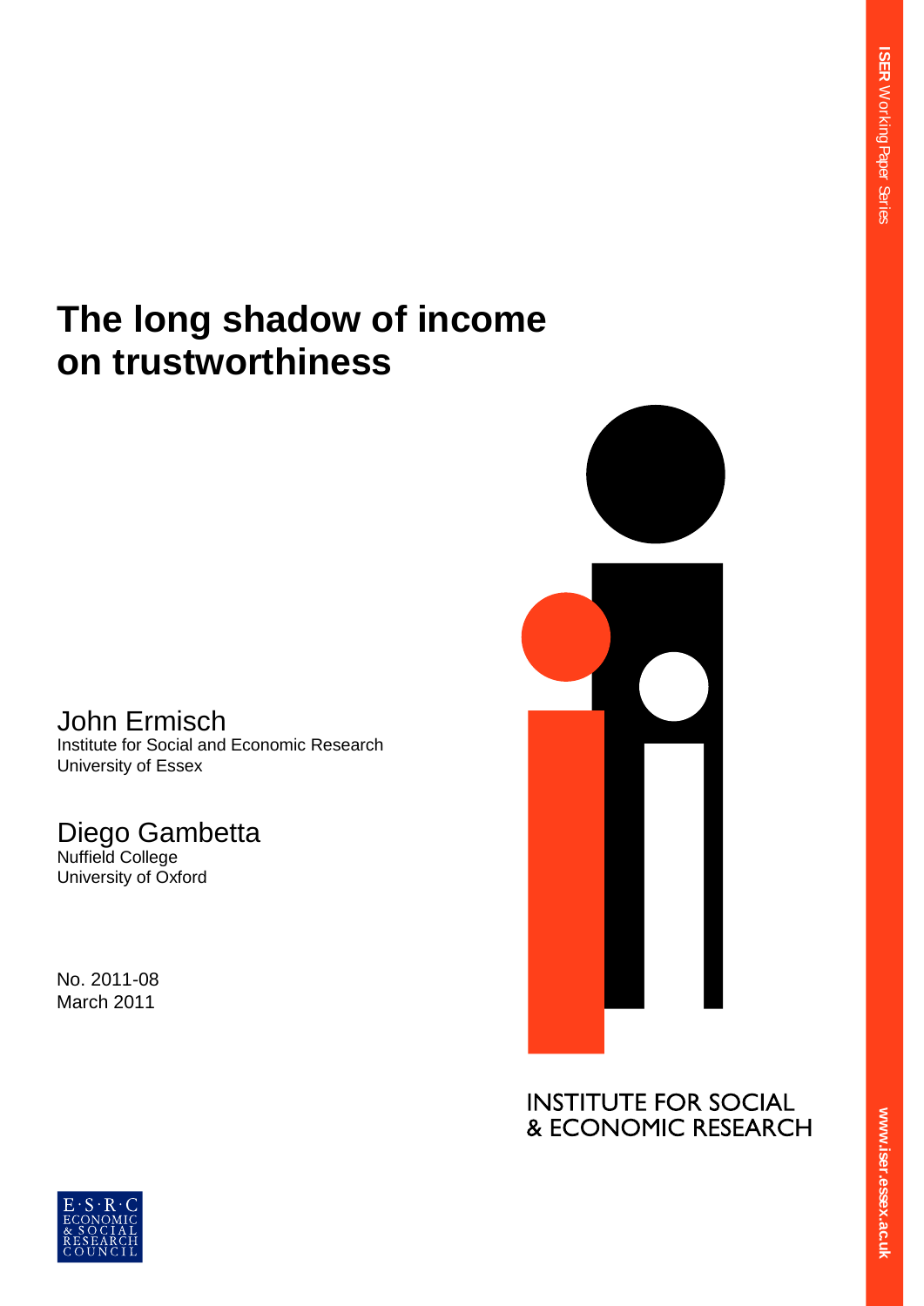# The long shadow of income on trustworthiness

John Ermisch
Institute for Social and Economic Research
University of Essex

Diego Gambetta
Nuffield College
University of Oxford

No. 2011-08
March 2011

INSTITUTE FOR SOCIAL & ECONOMIC RESEARCH

ISER Working Paper Series

www.iser.essex.ac.uk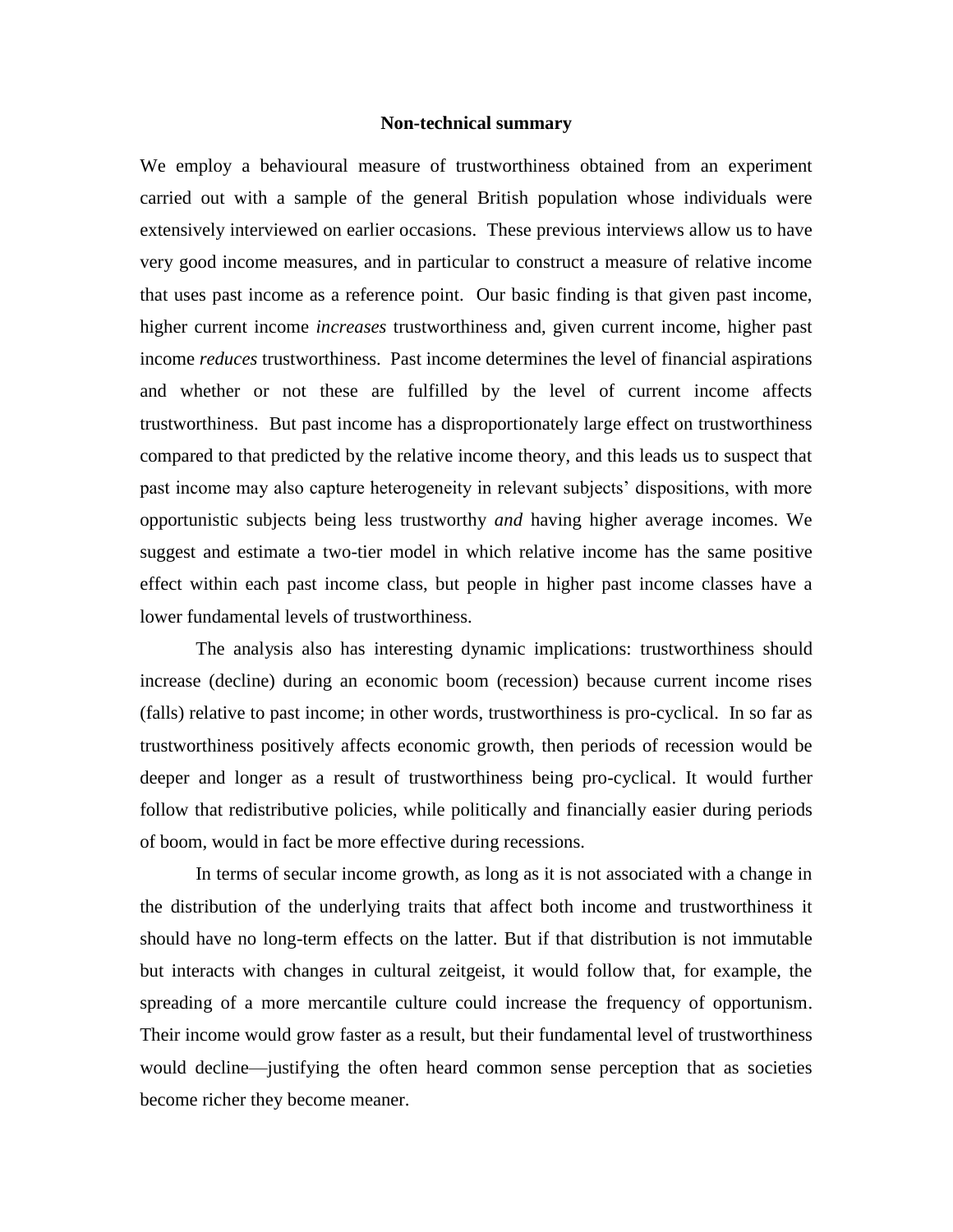## Non-technical summary

We employ a behavioural measure of trustworthiness obtained from an experiment carried out with a sample of the general British population whose individuals were extensively interviewed on earlier occasions. These previous interviews allow us to have very good income measures, and in particular to construct a measure of relative income that uses past income as a reference point. Our basic finding is that given past income, higher current income *increases* trustworthiness and, given current income, higher past income *reduces* trustworthiness. Past income determines the level of financial aspirations and whether or not these are fulfilled by the level of current income affects trustworthiness. But past income has a disproportionately large effect on trustworthiness compared to that predicted by the relative income theory, and this leads us to suspect that past income may also capture heterogeneity in relevant subjects' dispositions, with more opportunistic subjects being less trustworthy *and* having higher average incomes. We suggest and estimate a two-tier model in which relative income has the same positive effect within each past income class, but people in higher past income classes have a lower fundamental levels of trustworthiness.

The analysis also has interesting dynamic implications: trustworthiness should increase (decline) during an economic boom (recession) because current income rises (falls) relative to past income; in other words, trustworthiness is pro-cyclical. In so far as trustworthiness positively affects economic growth, then periods of recession would be deeper and longer as a result of trustworthiness being pro-cyclical. It would further follow that redistributive policies, while politically and financially easier during periods of boom, would in fact be more effective during recessions.

In terms of secular income growth, as long as it is not associated with a change in the distribution of the underlying traits that affect both income and trustworthiness it should have no long-term effects on the latter. But if that distribution is not immutable but interacts with changes in cultural zeitgeist, it would follow that, for example, the spreading of a more mercantile culture could increase the frequency of opportunism. Their income would grow faster as a result, but their fundamental level of trustworthiness would decline—justifying the often heard common sense perception that as societies become richer they become meaner.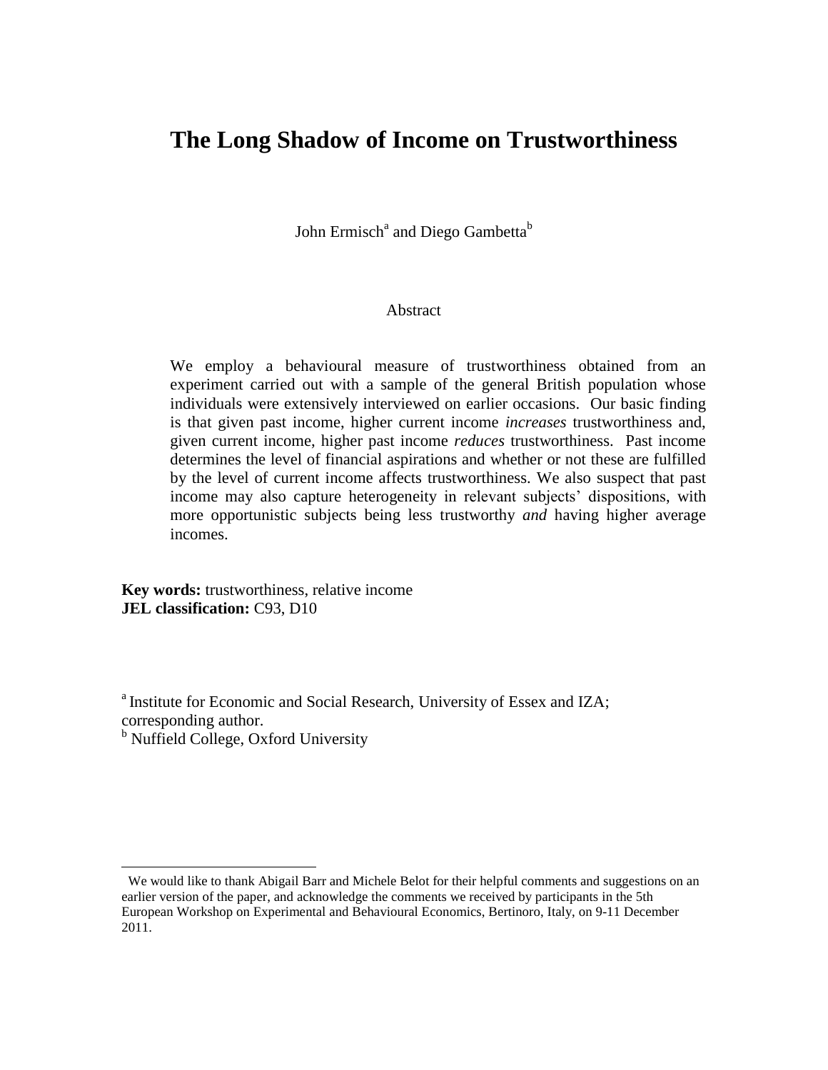# The Long Shadow of Income on Trustworthiness

John Ermisch[a] and Diego Gambetta[b]

Abstract

We employ a behavioural measure of trustworthiness obtained from an experiment carried out with a sample of the general British population whose individuals were extensively interviewed on earlier occasions. Our basic finding is that given past income, higher current income *increases* trustworthiness and, given current income, higher past income *reduces* trustworthiness. Past income determines the level of financial aspirations and whether or not these are fulfilled by the level of current income affects trustworthiness. We also suspect that past income may also capture heterogeneity in relevant subjects' dispositions, with more opportunistic subjects being less trustworthy *and* having higher average incomes.

**Key words:** trustworthiness, relative income
**JEL classification:** C93, D10

[a] Institute for Economic and Social Research, University of Essex and IZA; corresponding author.
[b] Nuffield College, Oxford University

We would like to thank Abigail Barr and Michele Belot for their helpful comments and suggestions on an earlier version of the paper, and acknowledge the comments we received by participants in the 5th European Workshop on Experimental and Behavioural Economics, Bertinoro, Italy, on 9-11 December 2011.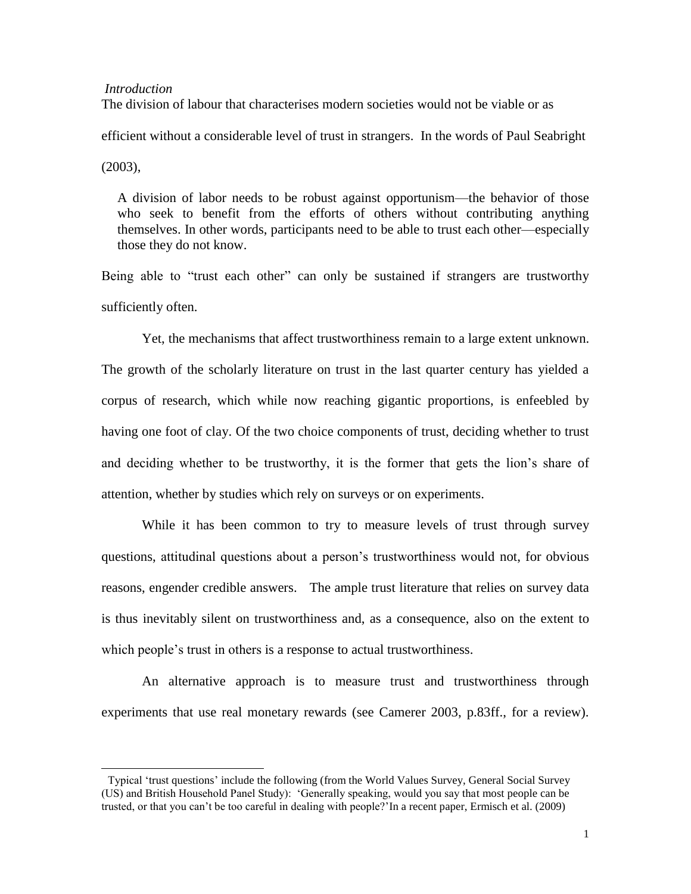*Introduction*

The division of labour that characterises modern societies would not be viable or as efficient without a considerable level of trust in strangers. In the words of Paul Seabright (2003),

> A division of labor needs to be robust against opportunism—the behavior of those who seek to benefit from the efforts of others without contributing anything themselves. In other words, participants need to be able to trust each other—especially those they do not know.

Being able to "trust each other" can only be sustained if strangers are trustworthy sufficiently often.

Yet, the mechanisms that affect trustworthiness remain to a large extent unknown. The growth of the scholarly literature on trust in the last quarter century has yielded a corpus of research, which while now reaching gigantic proportions, is enfeebled by having one foot of clay. Of the two choice components of trust, deciding whether to trust and deciding whether to be trustworthy, it is the former that gets the lion's share of attention, whether by studies which rely on surveys or on experiments.

While it has been common to try to measure levels of trust through survey questions, attitudinal questions about a person's trustworthiness would not, for obvious reasons, engender credible answers. The ample trust literature that relies on survey data is thus inevitably silent on trustworthiness and, as a consequence, also on the extent to which people's trust in others is a response to actual trustworthiness.

An alternative approach is to measure trust and trustworthiness through experiments that use real monetary rewards (see Camerer 2003, p.83ff., for a review).

---

Typical 'trust questions' include the following (from the World Values Survey, General Social Survey (US) and British Household Panel Study): 'Generally speaking, would you say that most people can be trusted, or that you can't be too careful in dealing with people?' In a recent paper, Ermisch et al. (2009)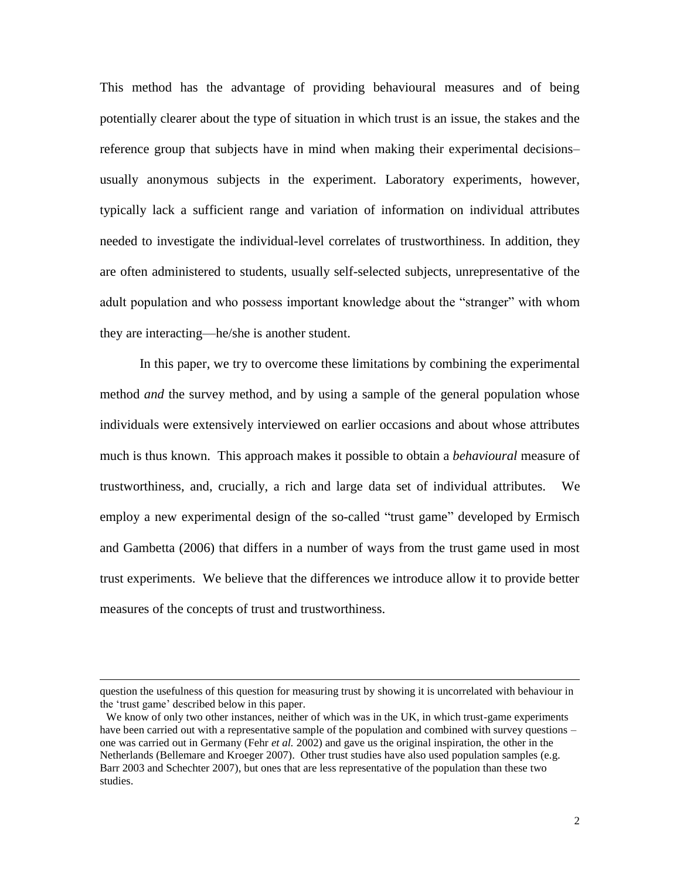This method has the advantage of providing behavioural measures and of being potentially clearer about the type of situation in which trust is an issue, the stakes and the reference group that subjects have in mind when making their experimental decisions–usually anonymous subjects in the experiment. Laboratory experiments, however, typically lack a sufficient range and variation of information on individual attributes needed to investigate the individual-level correlates of trustworthiness. In addition, they are often administered to students, usually self-selected subjects, unrepresentative of the adult population and who possess important knowledge about the "stranger" with whom they are interacting—he/she is another student.

In this paper, we try to overcome these limitations by combining the experimental method *and* the survey method, and by using a sample of the general population whose individuals were extensively interviewed on earlier occasions and about whose attributes much is thus known. This approach makes it possible to obtain a *behavioural* measure of trustworthiness, and, crucially, a rich and large data set of individual attributes. We employ a new experimental design of the so-called "trust game" developed by Ermisch and Gambetta (2006) that differs in a number of ways from the trust game used in most trust experiments. We believe that the differences we introduce allow it to provide better measures of the concepts of trust and trustworthiness.

---

question the usefulness of this question for measuring trust by showing it is uncorrelated with behaviour in the 'trust game' described below in this paper.

We know of only two other instances, neither of which was in the UK, in which trust-game experiments have been carried out with a representative sample of the population and combined with survey questions – one was carried out in Germany (Fehr *et al.* 2002) and gave us the original inspiration, the other in the Netherlands (Bellemare and Kroeger 2007). Other trust studies have also used population samples (e.g. Barr 2003 and Schechter 2007), but ones that are less representative of the population than these two studies.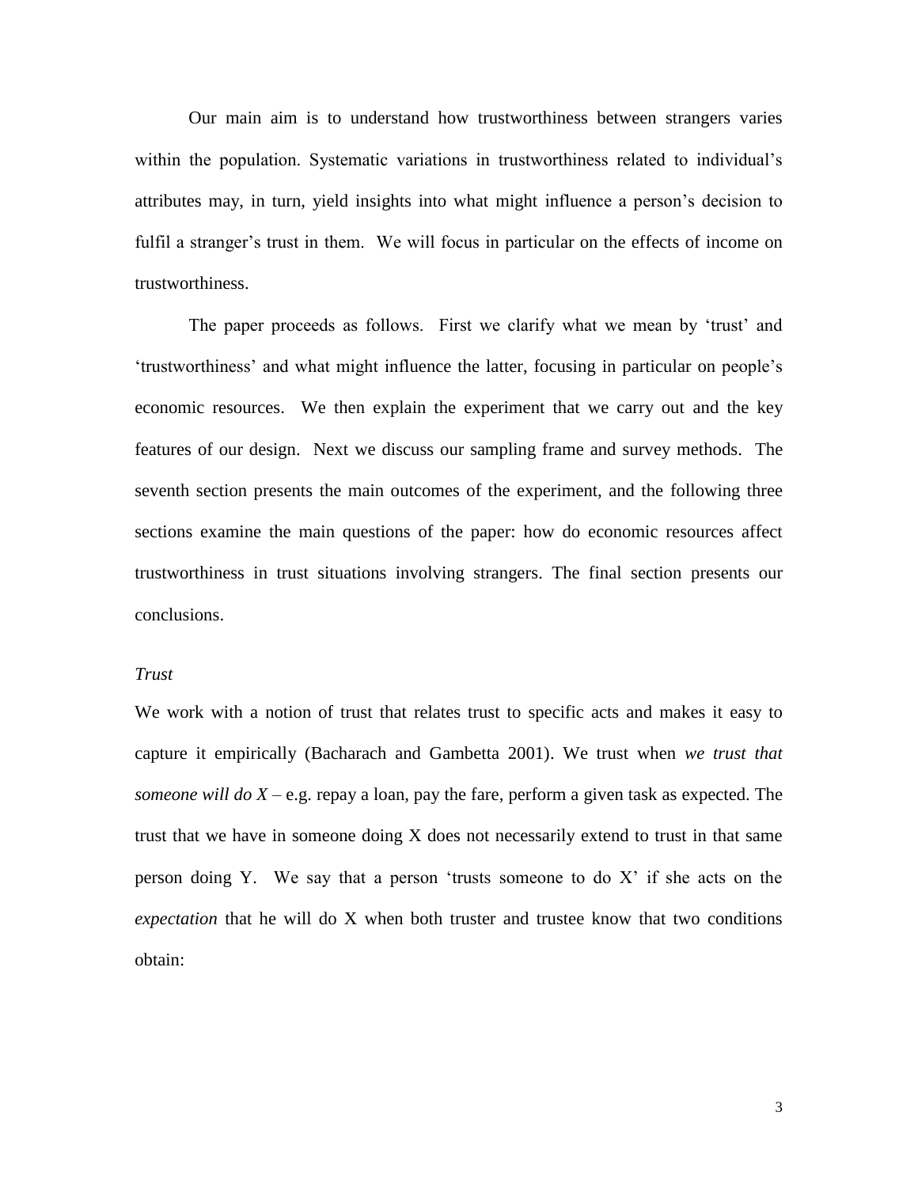Our main aim is to understand how trustworthiness between strangers varies within the population. Systematic variations in trustworthiness related to individual's attributes may, in turn, yield insights into what might influence a person's decision to fulfil a stranger's trust in them. We will focus in particular on the effects of income on trustworthiness.

The paper proceeds as follows. First we clarify what we mean by 'trust' and 'trustworthiness' and what might influence the latter, focusing in particular on people's economic resources. We then explain the experiment that we carry out and the key features of our design. Next we discuss our sampling frame and survey methods. The seventh section presents the main outcomes of the experiment, and the following three sections examine the main questions of the paper: how do economic resources affect trustworthiness in trust situations involving strangers. The final section presents our conclusions.

### *Trust*

We work with a notion of trust that relates trust to specific acts and makes it easy to capture it empirically (Bacharach and Gambetta 2001). We trust when *we trust that someone will do X* – e.g. repay a loan, pay the fare, perform a given task as expected. The trust that we have in someone doing X does not necessarily extend to trust in that same person doing Y. We say that a person 'trusts someone to do X' if she acts on the *expectation* that he will do X when both truster and trustee know that two conditions obtain: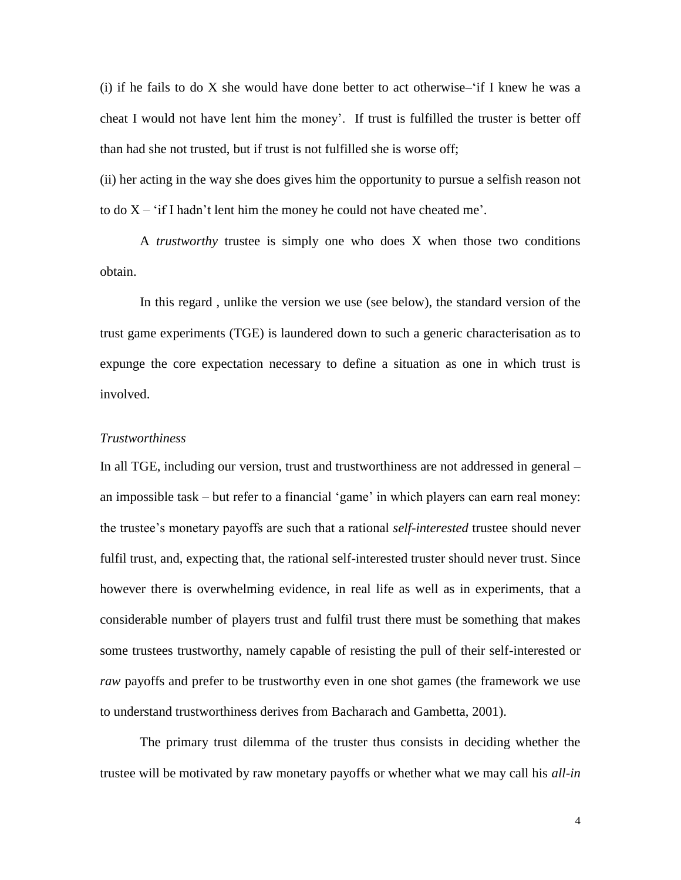(i) if he fails to do X she would have done better to act otherwise–'if I knew he was a cheat I would not have lent him the money'. If trust is fulfilled the truster is better off than had she not trusted, but if trust is not fulfilled she is worse off;

(ii) her acting in the way she does gives him the opportunity to pursue a selfish reason not to do X – 'if I hadn't lent him the money he could not have cheated me'.

A *trustworthy* trustee is simply one who does X when those two conditions obtain.

In this regard , unlike the version we use (see below), the standard version of the trust game experiments (TGE) is laundered down to such a generic characterisation as to expunge the core expectation necessary to define a situation as one in which trust is involved.

*Trustworthiness*

In all TGE, including our version, trust and trustworthiness are not addressed in general – an impossible task – but refer to a financial 'game' in which players can earn real money: the trustee's monetary payoffs are such that a rational *self-interested* trustee should never fulfil trust, and, expecting that, the rational self-interested truster should never trust. Since however there is overwhelming evidence, in real life as well as in experiments, that a considerable number of players trust and fulfil trust there must be something that makes some trustees trustworthy, namely capable of resisting the pull of their self-interested or *raw* payoffs and prefer to be trustworthy even in one shot games (the framework we use to understand trustworthiness derives from Bacharach and Gambetta, 2001).

The primary trust dilemma of the truster thus consists in deciding whether the trustee will be motivated by raw monetary payoffs or whether what we may call his *all-in*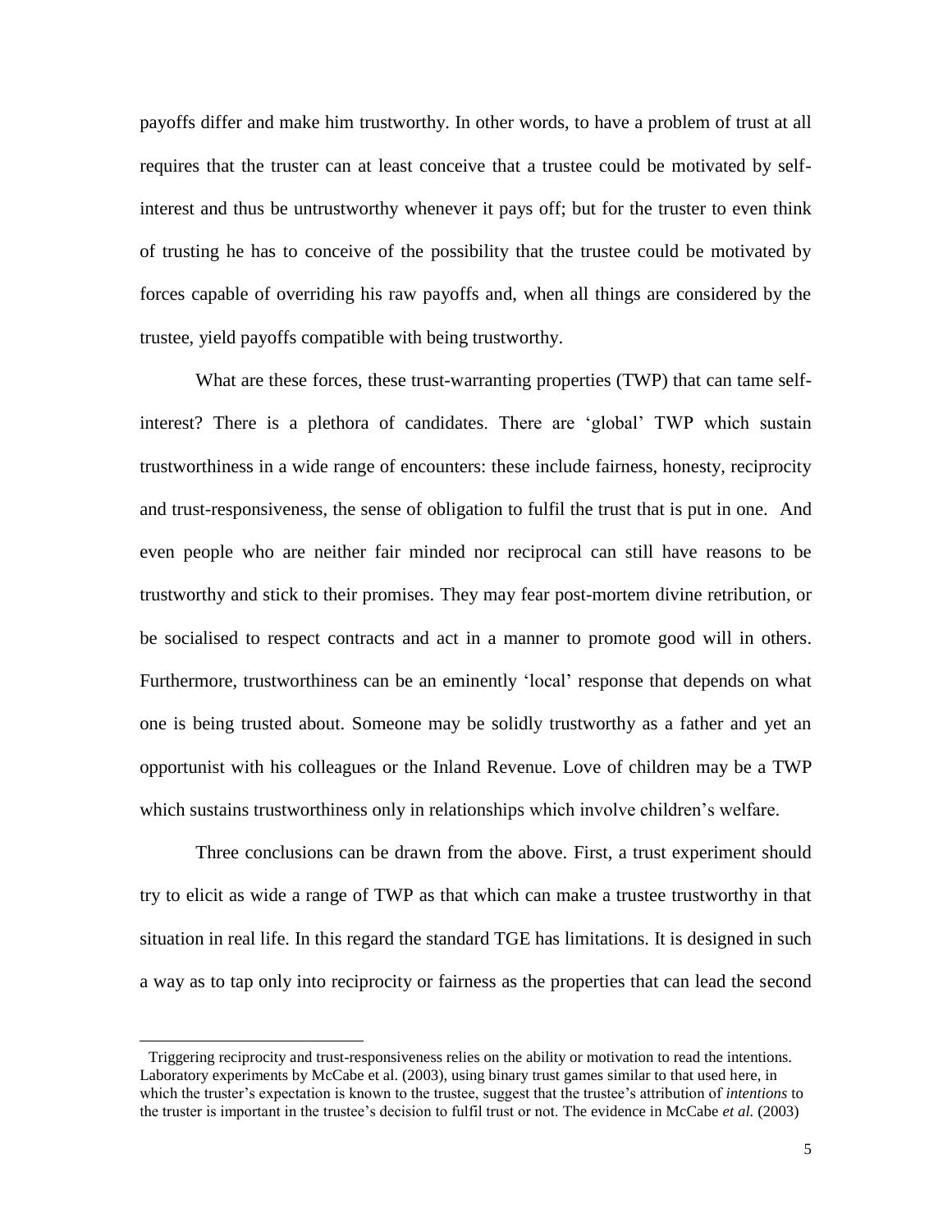payoffs differ and make him trustworthy. In other words, to have a problem of trust at all requires that the truster can at least conceive that a trustee could be motivated by self-interest and thus be untrustworthy whenever it pays off; but for the truster to even think of trusting he has to conceive of the possibility that the trustee could be motivated by forces capable of overriding his raw payoffs and, when all things are considered by the trustee, yield payoffs compatible with being trustworthy.

What are these forces, these trust-warranting properties (TWP) that can tame self-interest? There is a plethora of candidates. There are 'global' TWP which sustain trustworthiness in a wide range of encounters: these include fairness, honesty, reciprocity and trust-responsiveness, the sense of obligation to fulfil the trust that is put in one. And even people who are neither fair minded nor reciprocal can still have reasons to be trustworthy and stick to their promises. They may fear post-mortem divine retribution, or be socialised to respect contracts and act in a manner to promote good will in others. Furthermore, trustworthiness can be an eminently 'local' response that depends on what one is being trusted about. Someone may be solidly trustworthy as a father and yet an opportunist with his colleagues or the Inland Revenue. Love of children may be a TWP which sustains trustworthiness only in relationships which involve children's welfare.

Three conclusions can be drawn from the above. First, a trust experiment should try to elicit as wide a range of TWP as that which can make a trustee trustworthy in that situation in real life. In this regard the standard TGE has limitations. It is designed in such a way as to tap only into reciprocity or fairness as the properties that can lead the second

---

Triggering reciprocity and trust-responsiveness relies on the ability or motivation to read the intentions. Laboratory experiments by McCabe et al. (2003), using binary trust games similar to that used here, in which the truster's expectation is known to the trustee, suggest that the trustee's attribution of *intentions* to the truster is important in the trustee's decision to fulfil trust or not. The evidence in McCabe *et al.* (2003)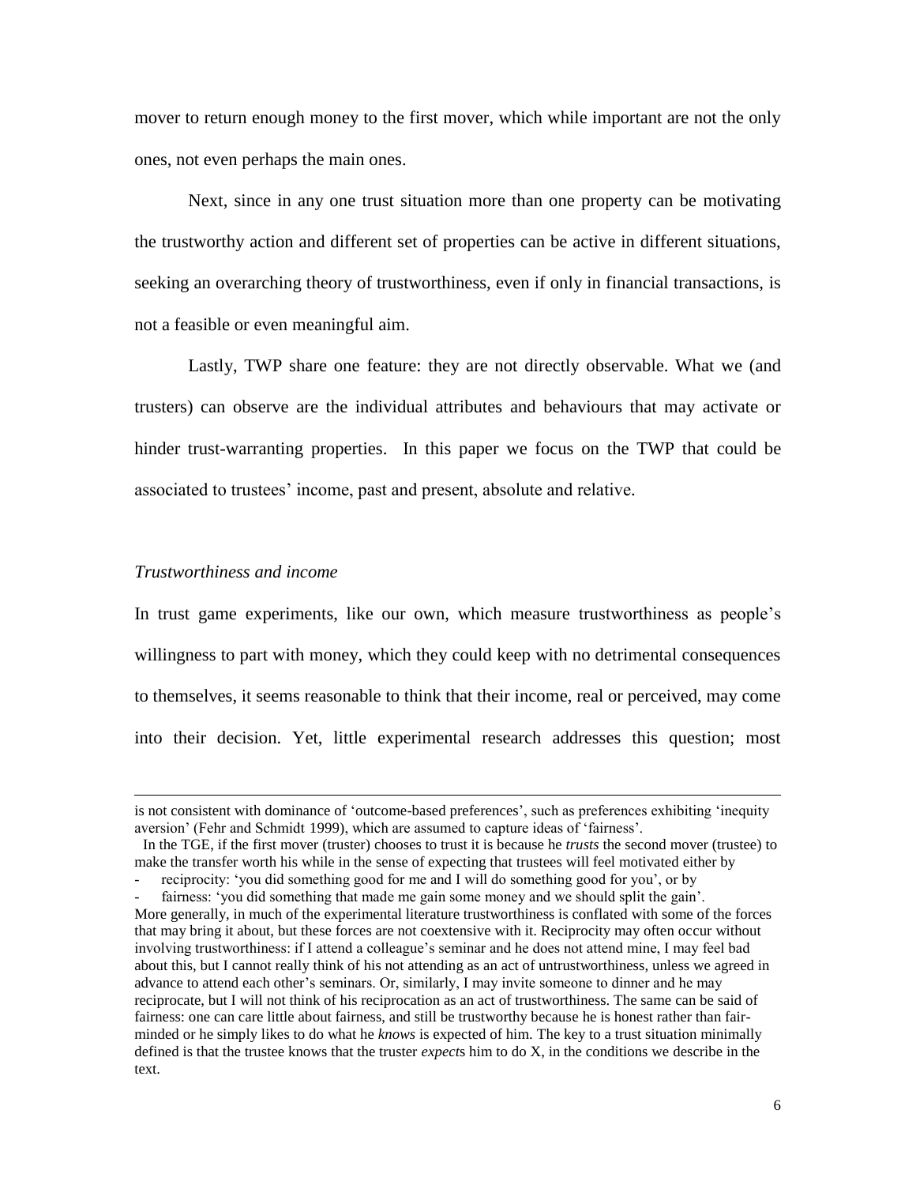mover to return enough money to the first mover, which while important are not the only ones, not even perhaps the main ones.

Next, since in any one trust situation more than one property can be motivating the trustworthy action and different set of properties can be active in different situations, seeking an overarching theory of trustworthiness, even if only in financial transactions, is not a feasible or even meaningful aim.

Lastly, TWP share one feature: they are not directly observable. What we (and trusters) can observe are the individual attributes and behaviours that may activate or hinder trust-warranting properties. In this paper we focus on the TWP that could be associated to trustees' income, past and present, absolute and relative.

*Trustworthiness and income*

In trust game experiments, like our own, which measure trustworthiness as people's willingness to part with money, which they could keep with no detrimental consequences to themselves, it seems reasonable to think that their income, real or perceived, may come into their decision. Yet, little experimental research addresses this question; most

---

is not consistent with dominance of 'outcome-based preferences', such as preferences exhibiting 'inequity aversion' (Fehr and Schmidt 1999), which are assumed to capture ideas of 'fairness'.

In the TGE, if the first mover (truster) chooses to trust it is because he *trusts* the second mover (trustee) to make the transfer worth his while in the sense of expecting that trustees will feel motivated either by

- reciprocity: 'you did something good for me and I will do something good for you', or by
- fairness: 'you did something that made me gain some money and we should split the gain'.

More generally, in much of the experimental literature trustworthiness is conflated with some of the forces that may bring it about, but these forces are not coextensive with it. Reciprocity may often occur without involving trustworthiness: if I attend a colleague's seminar and he does not attend mine, I may feel bad about this, but I cannot really think of his not attending as an act of untrustworthiness, unless we agreed in advance to attend each other's seminars. Or, similarly, I may invite someone to dinner and he may reciprocate, but I will not think of his reciprocation as an act of trustworthiness. The same can be said of fairness: one can care little about fairness, and still be trustworthy because he is honest rather than fair-minded or he simply likes to do what he *knows* is expected of him. The key to a trust situation minimally defined is that the trustee knows that the truster *expect*s him to do X, in the conditions we describe in the text.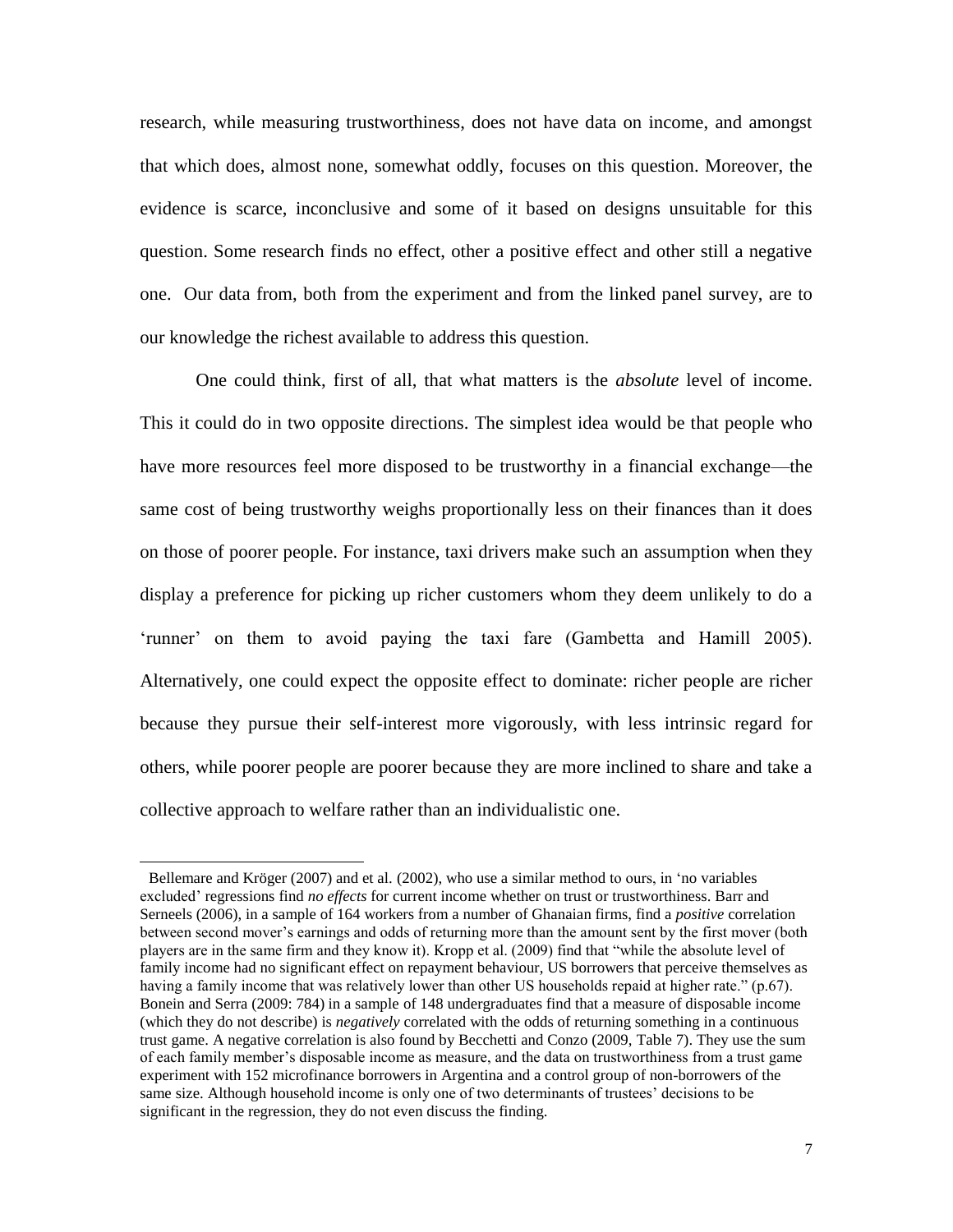research, while measuring trustworthiness, does not have data on income, and amongst that which does, almost none, somewhat oddly, focuses on this question. Moreover, the evidence is scarce, inconclusive and some of it based on designs unsuitable for this question. Some research finds no effect, other a positive effect and other still a negative one. Our data from, both from the experiment and from the linked panel survey, are to our knowledge the richest available to address this question.

One could think, first of all, that what matters is the *absolute* level of income. This it could do in two opposite directions. The simplest idea would be that people who have more resources feel more disposed to be trustworthy in a financial exchange—the same cost of being trustworthy weighs proportionally less on their finances than it does on those of poorer people. For instance, taxi drivers make such an assumption when they display a preference for picking up richer customers whom they deem unlikely to do a 'runner' on them to avoid paying the taxi fare (Gambetta and Hamill 2005). Alternatively, one could expect the opposite effect to dominate: richer people are richer because they pursue their self-interest more vigorously, with less intrinsic regard for others, while poorer people are poorer because they are more inclined to share and take a collective approach to welfare rather than an individualistic one.

---

Bellemare and Kröger (2007) and et al. (2002), who use a similar method to ours, in 'no variables excluded' regressions find *no effects* for current income whether on trust or trustworthiness. Barr and Serneels (2006), in a sample of 164 workers from a number of Ghanaian firms, find a *positive* correlation between second mover's earnings and odds of returning more than the amount sent by the first mover (both players are in the same firm and they know it). Kropp et al. (2009) find that "while the absolute level of family income had no significant effect on repayment behaviour, US borrowers that perceive themselves as having a family income that was relatively lower than other US households repaid at higher rate." (p.67). Bonein and Serra (2009: 784) in a sample of 148 undergraduates find that a measure of disposable income (which they do not describe) is *negatively* correlated with the odds of returning something in a continuous trust game. A negative correlation is also found by Becchetti and Conzo (2009, Table 7). They use the sum of each family member's disposable income as measure, and the data on trustworthiness from a trust game experiment with 152 microfinance borrowers in Argentina and a control group of non-borrowers of the same size. Although household income is only one of two determinants of trustees' decisions to be significant in the regression, they do not even discuss the finding.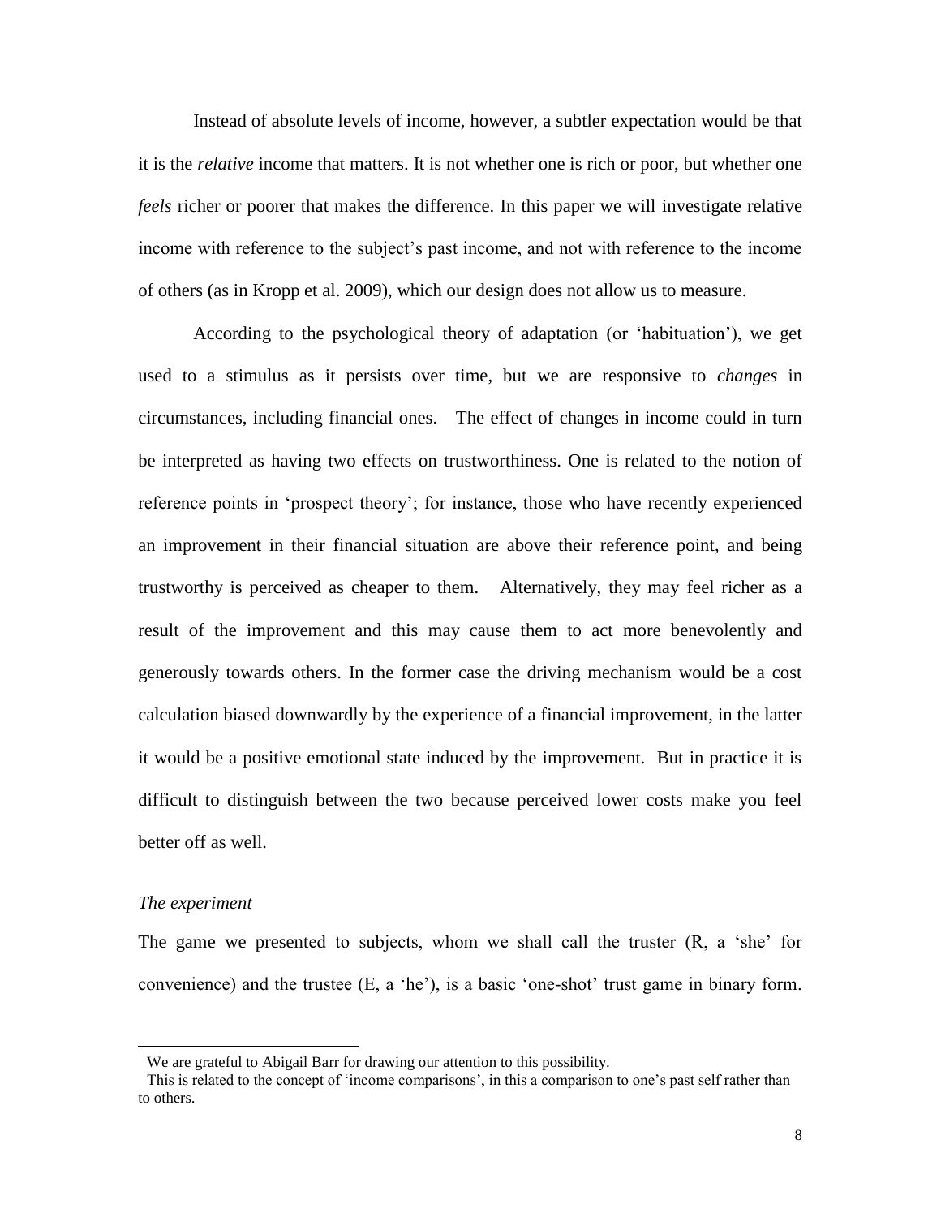Instead of absolute levels of income, however, a subtler expectation would be that it is the *relative* income that matters. It is not whether one is rich or poor, but whether one *feels* richer or poorer that makes the difference. In this paper we will investigate relative income with reference to the subject's past income, and not with reference to the income of others (as in Kropp et al. 2009), which our design does not allow us to measure.

According to the psychological theory of adaptation (or 'habituation'), we get used to a stimulus as it persists over time, but we are responsive to *changes* in circumstances, including financial ones. The effect of changes in income could in turn be interpreted as having two effects on trustworthiness. One is related to the notion of reference points in 'prospect theory'; for instance, those who have recently experienced an improvement in their financial situation are above their reference point, and being trustworthy is perceived as cheaper to them. Alternatively, they may feel richer as a result of the improvement and this may cause them to act more benevolently and generously towards others. In the former case the driving mechanism would be a cost calculation biased downwardly by the experience of a financial improvement, in the latter it would be a positive emotional state induced by the improvement. But in practice it is difficult to distinguish between the two because perceived lower costs make you feel better off as well.

*The experiment*

The game we presented to subjects, whom we shall call the truster (R, a 'she' for convenience) and the trustee (E, a 'he'), is a basic 'one-shot' trust game in binary form.

---

We are grateful to Abigail Barr for drawing our attention to this possibility.

This is related to the concept of 'income comparisons', in this a comparison to one's past self rather than to others.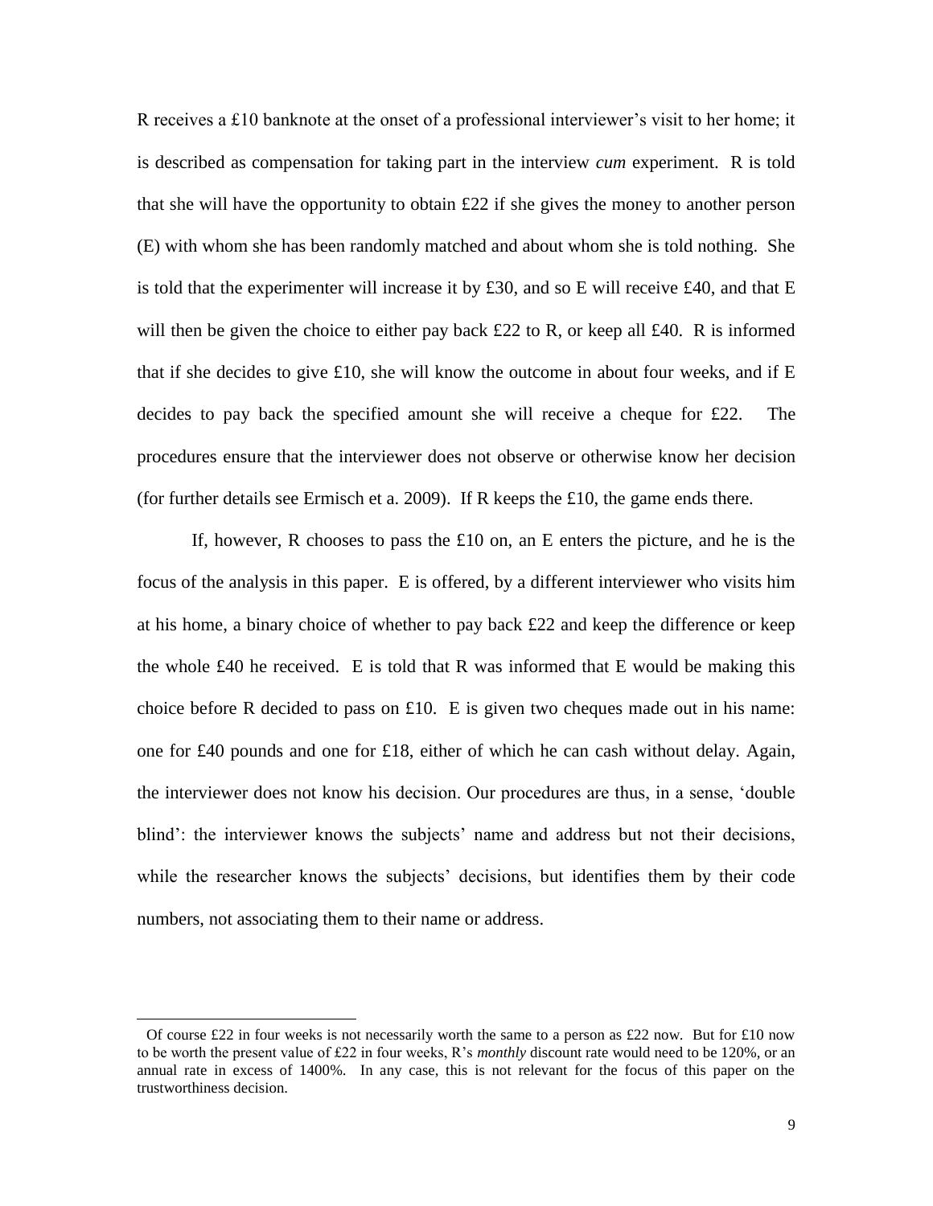R receives a £10 banknote at the onset of a professional interviewer's visit to her home; it is described as compensation for taking part in the interview *cum* experiment. R is told that she will have the opportunity to obtain £22 if she gives the money to another person (E) with whom she has been randomly matched and about whom she is told nothing. She is told that the experimenter will increase it by £30, and so E will receive £40, and that E will then be given the choice to either pay back £22 to R, or keep all £40. R is informed that if she decides to give £10, she will know the outcome in about four weeks, and if E decides to pay back the specified amount she will receive a cheque for £22. The procedures ensure that the interviewer does not observe or otherwise know her decision (for further details see Ermisch et a. 2009). If R keeps the £10, the game ends there.

If, however, R chooses to pass the £10 on, an E enters the picture, and he is the focus of the analysis in this paper. E is offered, by a different interviewer who visits him at his home, a binary choice of whether to pay back £22 and keep the difference or keep the whole £40 he received. E is told that R was informed that E would be making this choice before R decided to pass on £10. E is given two cheques made out in his name: one for £40 pounds and one for £18, either of which he can cash without delay. Again, the interviewer does not know his decision. Our procedures are thus, in a sense, 'double blind': the interviewer knows the subjects' name and address but not their decisions, while the researcher knows the subjects' decisions, but identifies them by their code numbers, not associating them to their name or address.

---

Of course £22 in four weeks is not necessarily worth the same to a person as £22 now. But for £10 now to be worth the present value of £22 in four weeks, R's *monthly* discount rate would need to be 120%, or an annual rate in excess of 1400%. In any case, this is not relevant for the focus of this paper on the trustworthiness decision.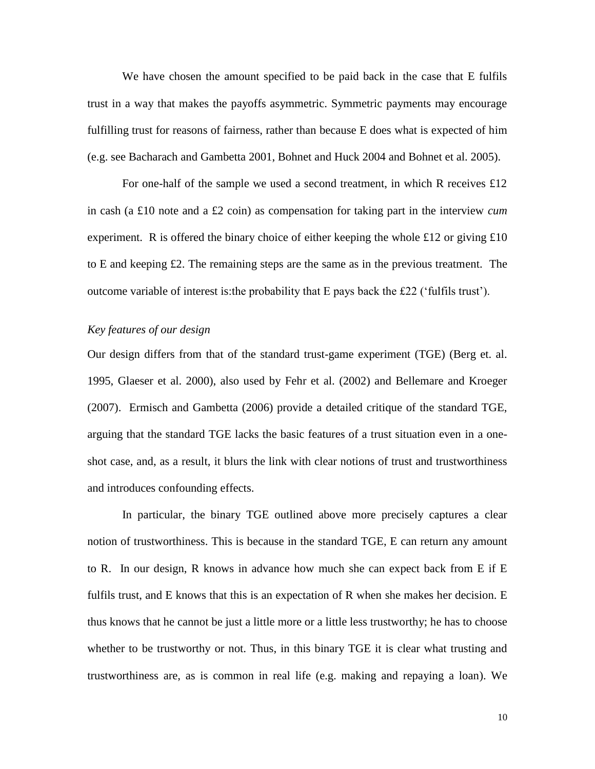We have chosen the amount specified to be paid back in the case that E fulfils trust in a way that makes the payoffs asymmetric. Symmetric payments may encourage fulfilling trust for reasons of fairness, rather than because E does what is expected of him (e.g. see Bacharach and Gambetta 2001, Bohnet and Huck 2004 and Bohnet et al. 2005).

For one-half of the sample we used a second treatment, in which R receives £12 in cash (a £10 note and a £2 coin) as compensation for taking part in the interview *cum* experiment. R is offered the binary choice of either keeping the whole £12 or giving £10 to E and keeping £2. The remaining steps are the same as in the previous treatment. The outcome variable of interest is:the probability that E pays back the £22 ('fulfils trust').

*Key features of our design*

Our design differs from that of the standard trust-game experiment (TGE) (Berg et. al. 1995, Glaeser et al. 2000), also used by Fehr et al. (2002) and Bellemare and Kroeger (2007). Ermisch and Gambetta (2006) provide a detailed critique of the standard TGE, arguing that the standard TGE lacks the basic features of a trust situation even in a one-shot case, and, as a result, it blurs the link with clear notions of trust and trustworthiness and introduces confounding effects.

In particular, the binary TGE outlined above more precisely captures a clear notion of trustworthiness. This is because in the standard TGE, E can return any amount to R. In our design, R knows in advance how much she can expect back from E if E fulfils trust, and E knows that this is an expectation of R when she makes her decision. E thus knows that he cannot be just a little more or a little less trustworthy; he has to choose whether to be trustworthy or not. Thus, in this binary TGE it is clear what trusting and trustworthiness are, as is common in real life (e.g. making and repaying a loan). We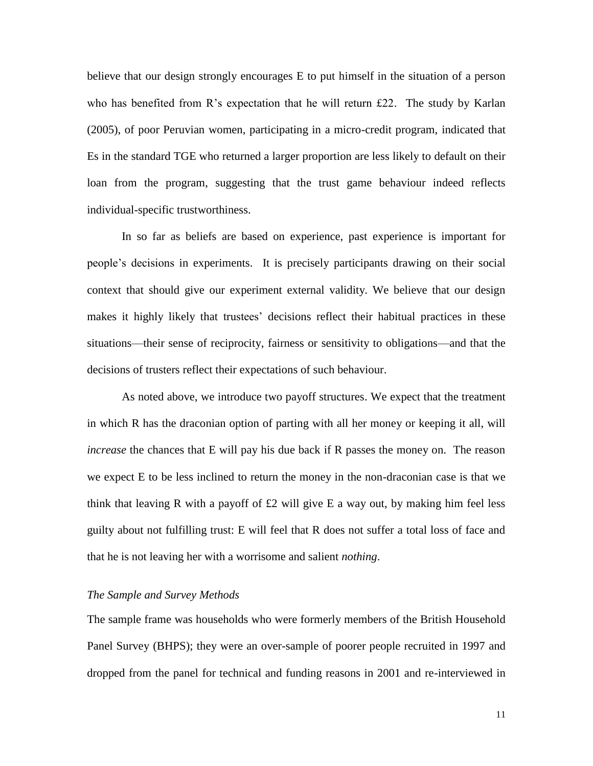believe that our design strongly encourages E to put himself in the situation of a person who has benefited from R's expectation that he will return £22. The study by Karlan (2005), of poor Peruvian women, participating in a micro-credit program, indicated that Es in the standard TGE who returned a larger proportion are less likely to default on their loan from the program, suggesting that the trust game behaviour indeed reflects individual-specific trustworthiness.

In so far as beliefs are based on experience, past experience is important for people's decisions in experiments. It is precisely participants drawing on their social context that should give our experiment external validity. We believe that our design makes it highly likely that trustees' decisions reflect their habitual practices in these situations—their sense of reciprocity, fairness or sensitivity to obligations—and that the decisions of trusters reflect their expectations of such behaviour.

As noted above, we introduce two payoff structures. We expect that the treatment in which R has the draconian option of parting with all her money or keeping it all, will *increase* the chances that E will pay his due back if R passes the money on. The reason we expect E to be less inclined to return the money in the non-draconian case is that we think that leaving R with a payoff of £2 will give E a way out, by making him feel less guilty about not fulfilling trust: E will feel that R does not suffer a total loss of face and that he is not leaving her with a worrisome and salient *nothing*.

*The Sample and Survey Methods*

The sample frame was households who were formerly members of the British Household Panel Survey (BHPS); they were an over-sample of poorer people recruited in 1997 and dropped from the panel for technical and funding reasons in 2001 and re-interviewed in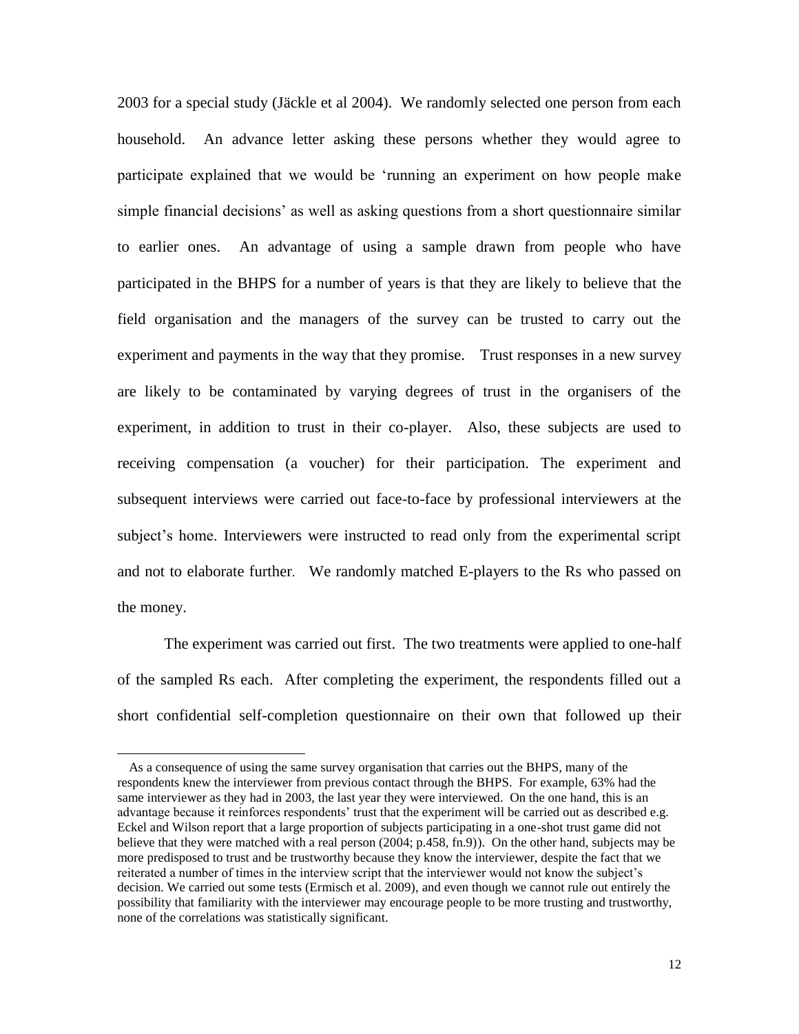2003 for a special study (Jäckle et al 2004). We randomly selected one person from each household. An advance letter asking these persons whether they would agree to participate explained that we would be 'running an experiment on how people make simple financial decisions' as well as asking questions from a short questionnaire similar to earlier ones. An advantage of using a sample drawn from people who have participated in the BHPS for a number of years is that they are likely to believe that the field organisation and the managers of the survey can be trusted to carry out the experiment and payments in the way that they promise. Trust responses in a new survey are likely to be contaminated by varying degrees of trust in the organisers of the experiment, in addition to trust in their co-player. Also, these subjects are used to receiving compensation (a voucher) for their participation. The experiment and subsequent interviews were carried out face-to-face by professional interviewers at the subject's home. Interviewers were instructed to read only from the experimental script and not to elaborate further. We randomly matched E-players to the Rs who passed on the money.

The experiment was carried out first. The two treatments were applied to one-half of the sampled Rs each. After completing the experiment, the respondents filled out a short confidential self-completion questionnaire on their own that followed up their

---

As a consequence of using the same survey organisation that carries out the BHPS, many of the respondents knew the interviewer from previous contact through the BHPS. For example, 63% had the same interviewer as they had in 2003, the last year they were interviewed. On the one hand, this is an advantage because it reinforces respondents' trust that the experiment will be carried out as described e.g. Eckel and Wilson report that a large proportion of subjects participating in a one-shot trust game did not believe that they were matched with a real person (2004; p.458, fn.9)). On the other hand, subjects may be more predisposed to trust and be trustworthy because they know the interviewer, despite the fact that we reiterated a number of times in the interview script that the interviewer would not know the subject's decision. We carried out some tests (Ermisch et al. 2009), and even though we cannot rule out entirely the possibility that familiarity with the interviewer may encourage people to be more trusting and trustworthy, none of the correlations was statistically significant.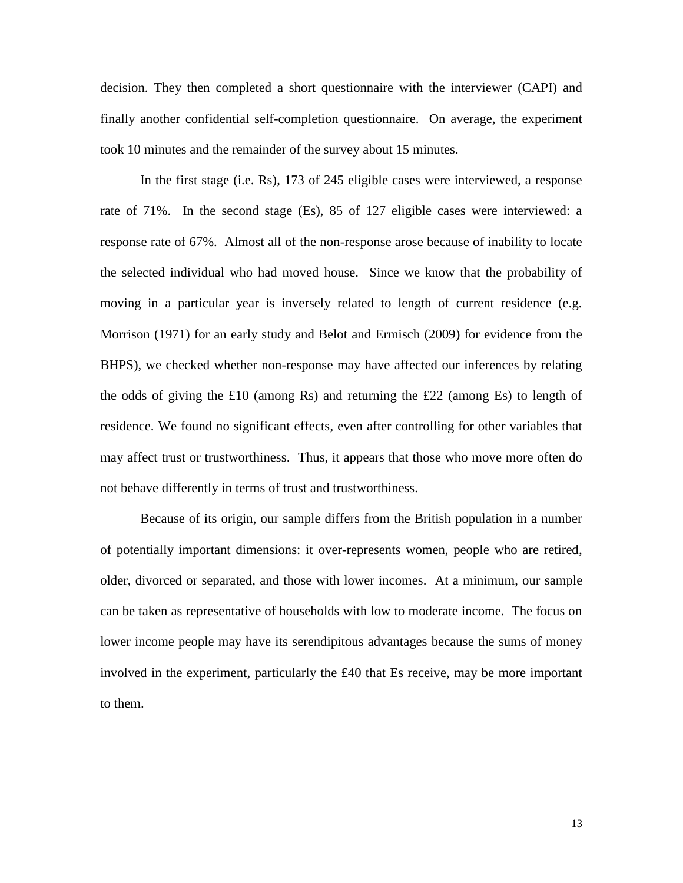decision. They then completed a short questionnaire with the interviewer (CAPI) and finally another confidential self-completion questionnaire. On average, the experiment took 10 minutes and the remainder of the survey about 15 minutes.

In the first stage (i.e. Rs), 173 of 245 eligible cases were interviewed, a response rate of 71%. In the second stage (Es), 85 of 127 eligible cases were interviewed: a response rate of 67%. Almost all of the non-response arose because of inability to locate the selected individual who had moved house. Since we know that the probability of moving in a particular year is inversely related to length of current residence (e.g. Morrison (1971) for an early study and Belot and Ermisch (2009) for evidence from the BHPS), we checked whether non-response may have affected our inferences by relating the odds of giving the £10 (among Rs) and returning the £22 (among Es) to length of residence. We found no significant effects, even after controlling for other variables that may affect trust or trustworthiness. Thus, it appears that those who move more often do not behave differently in terms of trust and trustworthiness.

Because of its origin, our sample differs from the British population in a number of potentially important dimensions: it over-represents women, people who are retired, older, divorced or separated, and those with lower incomes. At a minimum, our sample can be taken as representative of households with low to moderate income. The focus on lower income people may have its serendipitous advantages because the sums of money involved in the experiment, particularly the £40 that Es receive, may be more important to them.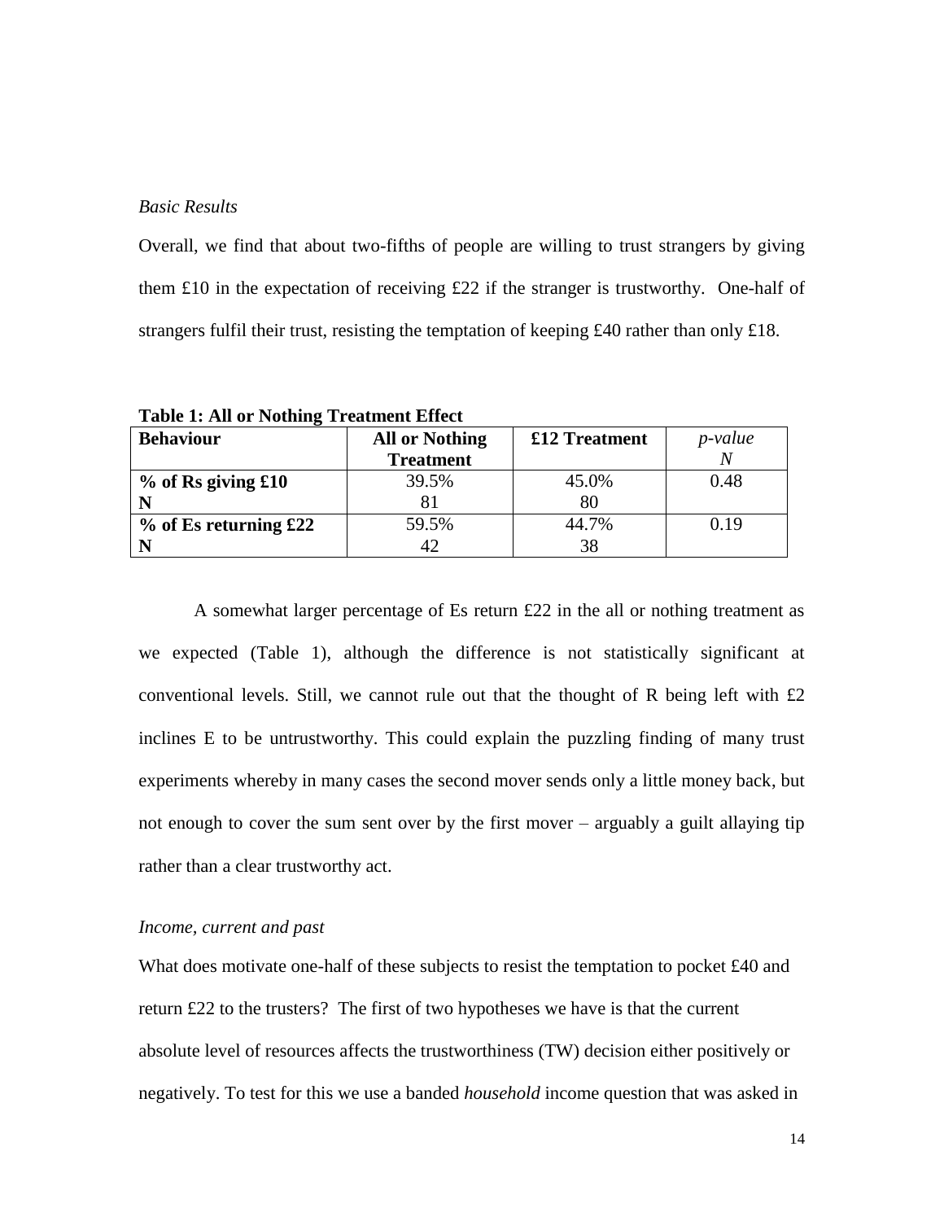*Basic Results*

Overall, we find that about two-fifths of people are willing to trust strangers by giving them £10 in the expectation of receiving £22 if the stranger is trustworthy. One-half of strangers fulfil their trust, resisting the temptation of keeping £40 rather than only £18.

**Table 1: All or Nothing Treatment Effect**

| **Behaviour** | **All or Nothing Treatment** | **£12 Treatment** | *p-value* *N* |
|---|---|---|---|
| **% of Rs giving £10** | 39.5% | 45.0% | 0.48 |
| **N** | 81 | 80 | |
| **% of Es returning £22** | 59.5% | 44.7% | 0.19 |
| **N** | 42 | 38 | |

A somewhat larger percentage of Es return £22 in the all or nothing treatment as we expected (Table 1), although the difference is not statistically significant at conventional levels. Still, we cannot rule out that the thought of R being left with £2 inclines E to be untrustworthy. This could explain the puzzling finding of many trust experiments whereby in many cases the second mover sends only a little money back, but not enough to cover the sum sent over by the first mover – arguably a guilt allaying tip rather than a clear trustworthy act.

*Income, current and past*

What does motivate one-half of these subjects to resist the temptation to pocket £40 and return £22 to the trusters? The first of two hypotheses we have is that the current absolute level of resources affects the trustworthiness (TW) decision either positively or negatively. To test for this we use a banded *household* income question that was asked in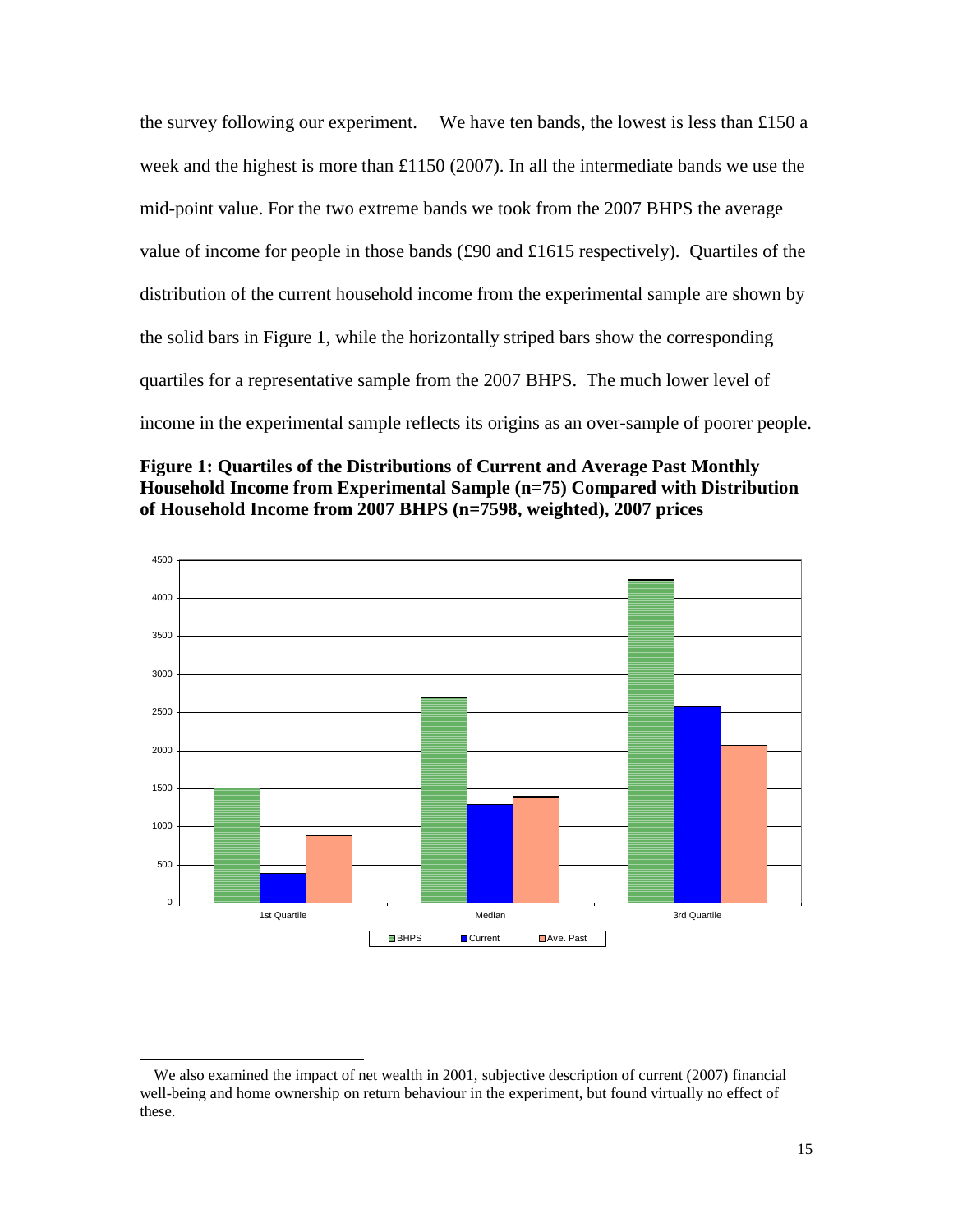the survey following our experiment. We have ten bands, the lowest is less than £150 a week and the highest is more than £1150 (2007). In all the intermediate bands we use the mid-point value. For the two extreme bands we took from the 2007 BHPS the average value of income for people in those bands (£90 and £1615 respectively). Quartiles of the distribution of the current household income from the experimental sample are shown by the solid bars in Figure 1, while the horizontally striped bars show the corresponding quartiles for a representative sample from the 2007 BHPS. The much lower level of income in the experimental sample reflects its origins as an over-sample of poorer people.

**Figure 1: Quartiles of the Distributions of Current and Average Past Monthly Household Income from Experimental Sample (n=75) Compared with Distribution of Household Income from 2007 BHPS (n=7598, weighted), 2007 prices**

We also examined the impact of net wealth in 2001, subjective description of current (2007) financial well-being and home ownership on return behaviour in the experiment, but found virtually no effect of these.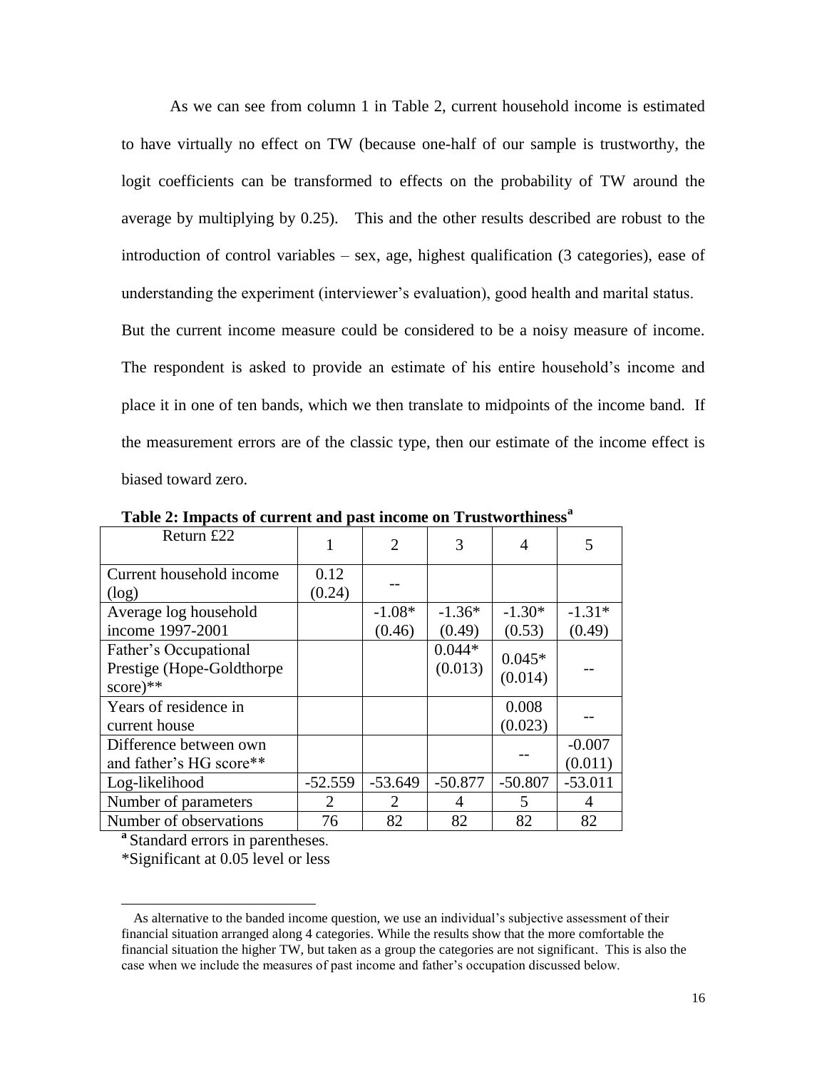As we can see from column 1 in Table 2, current household income is estimated to have virtually no effect on TW (because one-half of our sample is trustworthy, the logit coefficients can be transformed to effects on the probability of TW around the average by multiplying by 0.25). This and the other results described are robust to the introduction of control variables – sex, age, highest qualification (3 categories), ease of understanding the experiment (interviewer's evaluation), good health and marital status. But the current income measure could be considered to be a noisy measure of income. The respondent is asked to provide an estimate of his entire household's income and place it in one of ten bands, which we then translate to midpoints of the income band. If the measurement errors are of the classic type, then our estimate of the income effect is biased toward zero.

**Table 2: Impacts of current and past income on Trustworthiness[a]**

| Return £22 | 1 | 2 | 3 | 4 | 5 |
|---|---|---|---|---|---|
| Current household income (log) | 0.12 (0.24) | -- | | | |
| Average log household income 1997-2001 | | -1.08* (0.46) | -1.36* (0.49) | -1.30* (0.53) | -1.31* (0.49) |
| Father's Occupational Prestige (Hope-Goldthorpe score)** | | | 0.044* (0.013) | 0.045* (0.014) | -- |
| Years of residence in current house | | | | 0.008 (0.023) | -- |
| Difference between own and father's HG score** | | | | -- | -0.007 (0.011) |
| Log-likelihood | -52.559 | -53.649 | -50.877 | -50.807 | -53.011 |
| Number of parameters | 2 | 2 | 4 | 5 | 4 |
| Number of observations | 76 | 82 | 82 | 82 | 82 |

[a] Standard errors in parentheses.

*Significant at 0.05 level or less

As alternative to the banded income question, we use an individual's subjective assessment of their financial situation arranged along 4 categories. While the results show that the more comfortable the financial situation the higher TW, but taken as a group the categories are not significant. This is also the case when we include the measures of past income and father's occupation discussed below.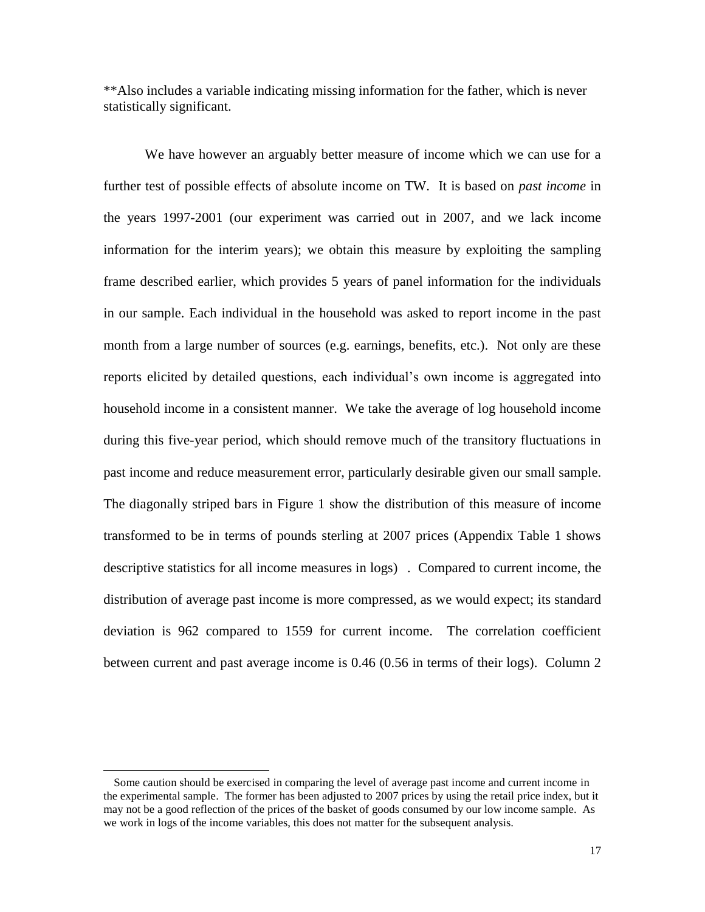**Also includes a variable indicating missing information for the father, which is never statistically significant.

We have however an arguably better measure of income which we can use for a further test of possible effects of absolute income on TW. It is based on *past income* in the years 1997-2001 (our experiment was carried out in 2007, and we lack income information for the interim years); we obtain this measure by exploiting the sampling frame described earlier, which provides 5 years of panel information for the individuals in our sample. Each individual in the household was asked to report income in the past month from a large number of sources (e.g. earnings, benefits, etc.). Not only are these reports elicited by detailed questions, each individual's own income is aggregated into household income in a consistent manner. We take the average of log household income during this five-year period, which should remove much of the transitory fluctuations in past income and reduce measurement error, particularly desirable given our small sample. The diagonally striped bars in Figure 1 show the distribution of this measure of income transformed to be in terms of pounds sterling at 2007 prices (Appendix Table 1 shows descriptive statistics for all income measures in logs) . Compared to current income, the distribution of average past income is more compressed, as we would expect; its standard deviation is 962 compared to 1559 for current income. The correlation coefficient between current and past average income is 0.46 (0.56 in terms of their logs). Column 2

---

Some caution should be exercised in comparing the level of average past income and current income in the experimental sample. The former has been adjusted to 2007 prices by using the retail price index, but it may not be a good reflection of the prices of the basket of goods consumed by our low income sample. As we work in logs of the income variables, this does not matter for the subsequent analysis.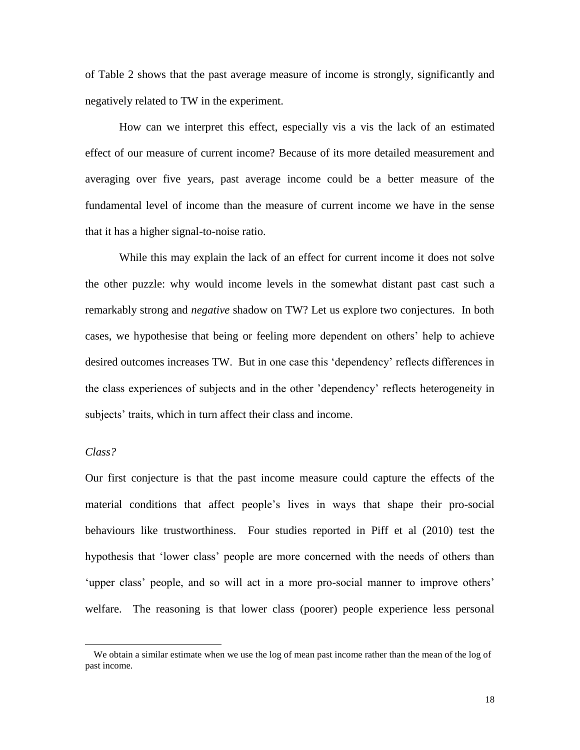of Table 2 shows that the past average measure of income is strongly, significantly and negatively related to TW in the experiment.

How can we interpret this effect, especially vis a vis the lack of an estimated effect of our measure of current income? Because of its more detailed measurement and averaging over five years, past average income could be a better measure of the fundamental level of income than the measure of current income we have in the sense that it has a higher signal-to-noise ratio.

While this may explain the lack of an effect for current income it does not solve the other puzzle: why would income levels in the somewhat distant past cast such a remarkably strong and *negative* shadow on TW? Let us explore two conjectures. In both cases, we hypothesise that being or feeling more dependent on others' help to achieve desired outcomes increases TW. But in one case this 'dependency' reflects differences in the class experiences of subjects and in the other 'dependency' reflects heterogeneity in subjects' traits, which in turn affect their class and income.

*Class?*

Our first conjecture is that the past income measure could capture the effects of the material conditions that affect people's lives in ways that shape their pro-social behaviours like trustworthiness. Four studies reported in Piff et al (2010) test the hypothesis that 'lower class' people are more concerned with the needs of others than 'upper class' people, and so will act in a more pro-social manner to improve others' welfare. The reasoning is that lower class (poorer) people experience less personal

---

We obtain a similar estimate when we use the log of mean past income rather than the mean of the log of past income.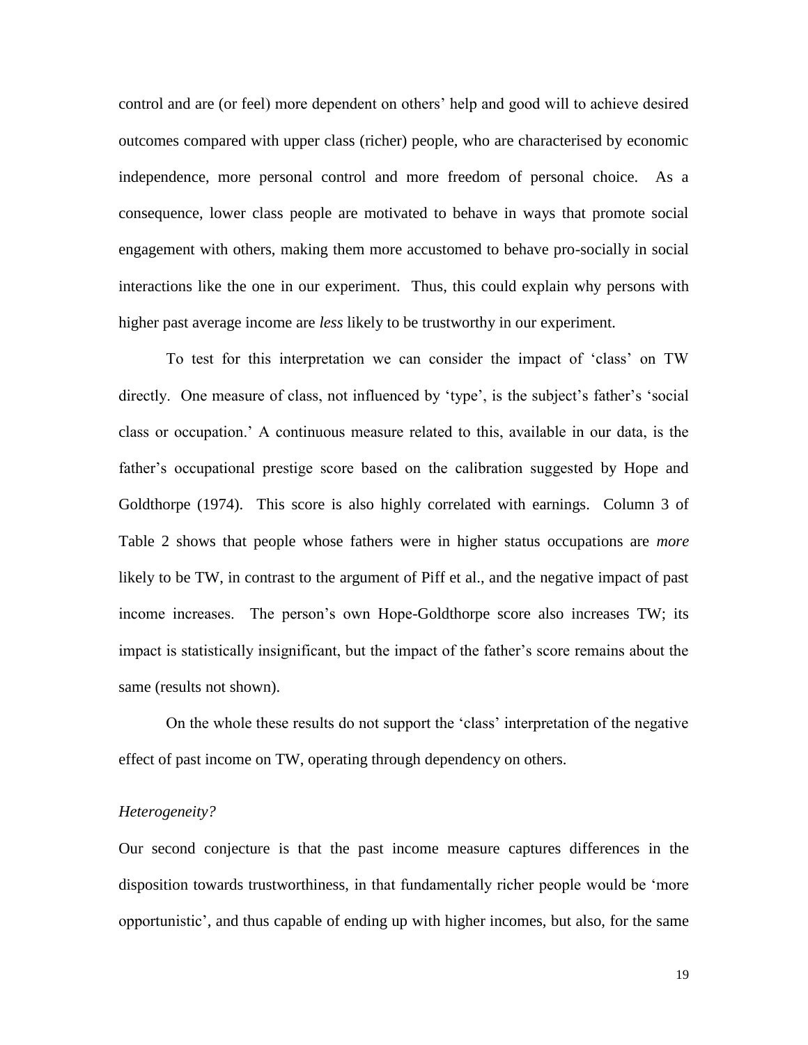control and are (or feel) more dependent on others' help and good will to achieve desired outcomes compared with upper class (richer) people, who are characterised by economic independence, more personal control and more freedom of personal choice. As a consequence, lower class people are motivated to behave in ways that promote social engagement with others, making them more accustomed to behave pro-socially in social interactions like the one in our experiment. Thus, this could explain why persons with higher past average income are *less* likely to be trustworthy in our experiment.

To test for this interpretation we can consider the impact of 'class' on TW directly. One measure of class, not influenced by 'type', is the subject's father's 'social class or occupation.' A continuous measure related to this, available in our data, is the father's occupational prestige score based on the calibration suggested by Hope and Goldthorpe (1974). This score is also highly correlated with earnings. Column 3 of Table 2 shows that people whose fathers were in higher status occupations are *more* likely to be TW, in contrast to the argument of Piff et al., and the negative impact of past income increases. The person's own Hope-Goldthorpe score also increases TW; its impact is statistically insignificant, but the impact of the father's score remains about the same (results not shown).

On the whole these results do not support the 'class' interpretation of the negative effect of past income on TW, operating through dependency on others.

*Heterogeneity?*

Our second conjecture is that the past income measure captures differences in the disposition towards trustworthiness, in that fundamentally richer people would be 'more opportunistic', and thus capable of ending up with higher incomes, but also, for the same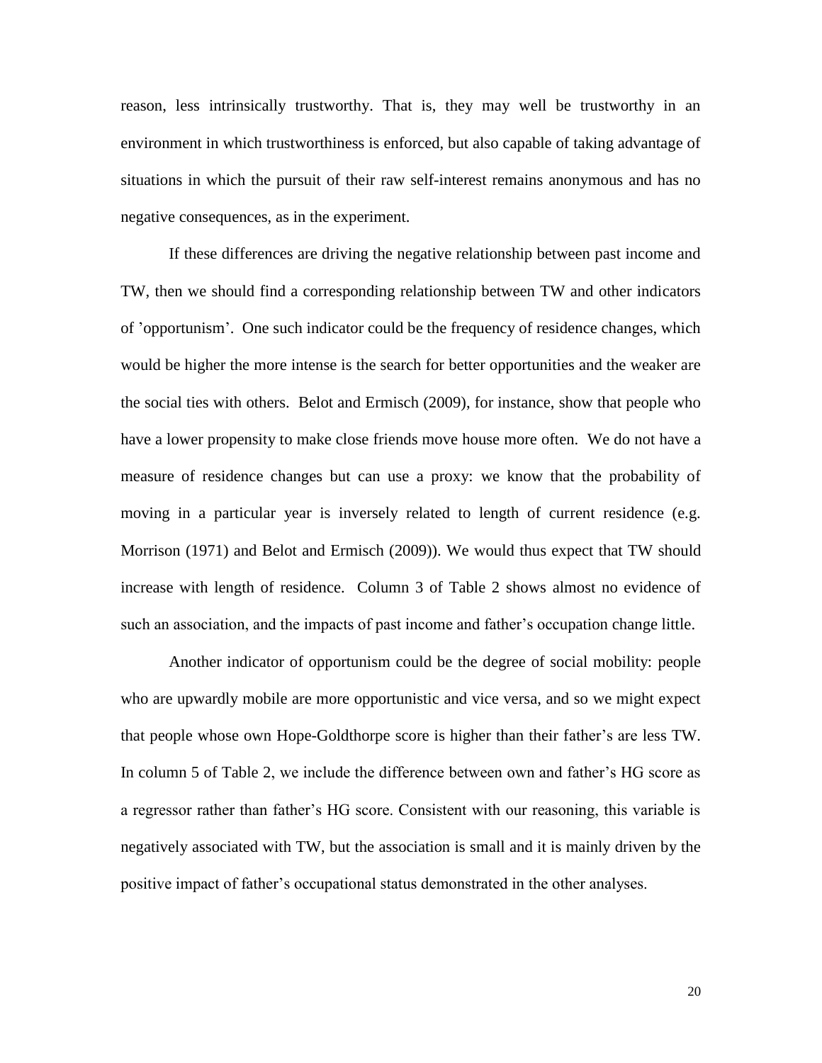reason, less intrinsically trustworthy. That is, they may well be trustworthy in an environment in which trustworthiness is enforced, but also capable of taking advantage of situations in which the pursuit of their raw self-interest remains anonymous and has no negative consequences, as in the experiment.

If these differences are driving the negative relationship between past income and TW, then we should find a corresponding relationship between TW and other indicators of 'opportunism'. One such indicator could be the frequency of residence changes, which would be higher the more intense is the search for better opportunities and the weaker are the social ties with others. Belot and Ermisch (2009), for instance, show that people who have a lower propensity to make close friends move house more often. We do not have a measure of residence changes but can use a proxy: we know that the probability of moving in a particular year is inversely related to length of current residence (e.g. Morrison (1971) and Belot and Ermisch (2009)). We would thus expect that TW should increase with length of residence. Column 3 of Table 2 shows almost no evidence of such an association, and the impacts of past income and father's occupation change little.

Another indicator of opportunism could be the degree of social mobility: people who are upwardly mobile are more opportunistic and vice versa, and so we might expect that people whose own Hope-Goldthorpe score is higher than their father's are less TW. In column 5 of Table 2, we include the difference between own and father's HG score as a regressor rather than father's HG score. Consistent with our reasoning, this variable is negatively associated with TW, but the association is small and it is mainly driven by the positive impact of father's occupational status demonstrated in the other analyses.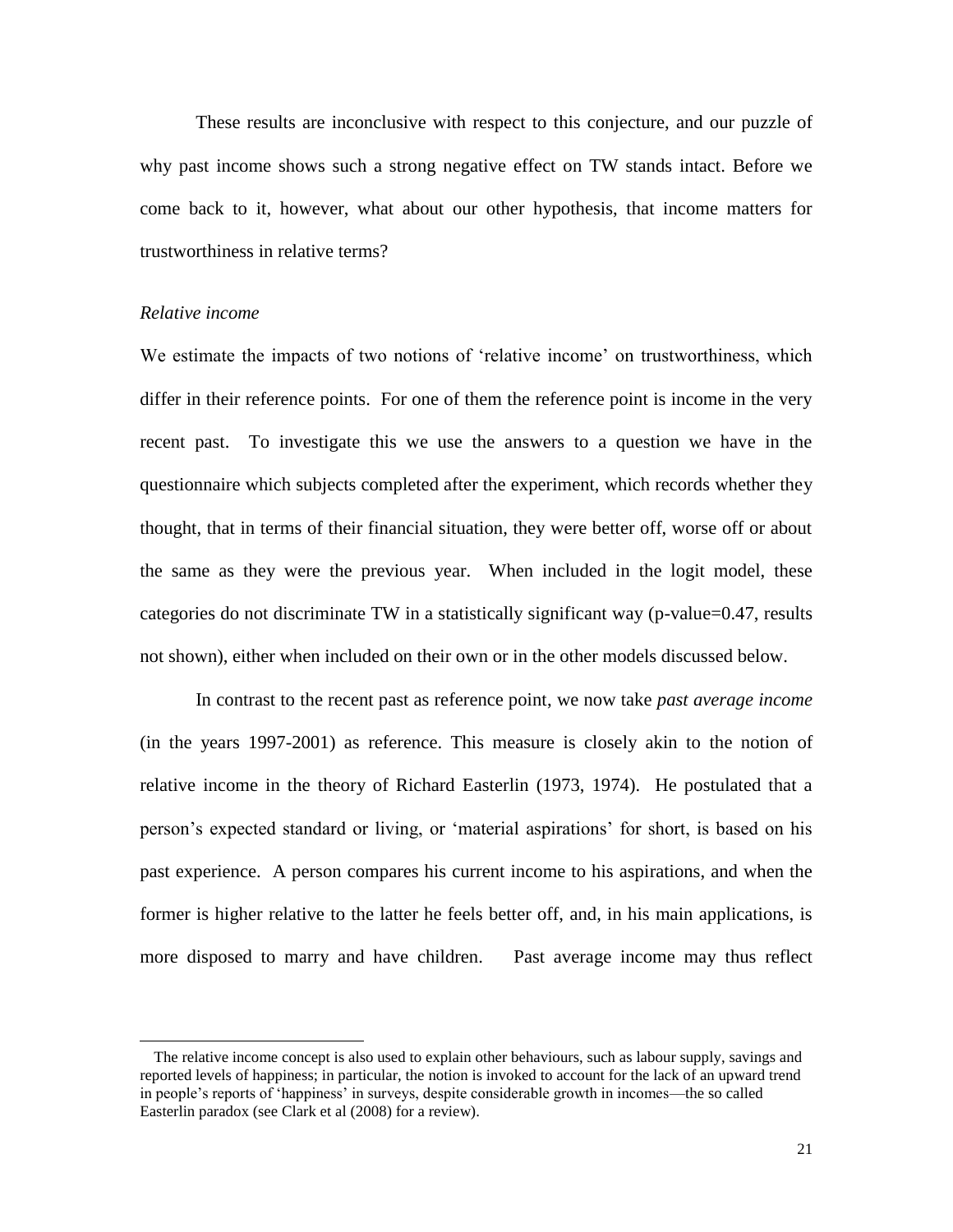These results are inconclusive with respect to this conjecture, and our puzzle of why past income shows such a strong negative effect on TW stands intact. Before we come back to it, however, what about our other hypothesis, that income matters for trustworthiness in relative terms?

*Relative income*

We estimate the impacts of two notions of 'relative income' on trustworthiness, which differ in their reference points. For one of them the reference point is income in the very recent past. To investigate this we use the answers to a question we have in the questionnaire which subjects completed after the experiment, which records whether they thought, that in terms of their financial situation, they were better off, worse off or about the same as they were the previous year. When included in the logit model, these categories do not discriminate TW in a statistically significant way (p-value=0.47, results not shown), either when included on their own or in the other models discussed below.

In contrast to the recent past as reference point, we now take *past average income* (in the years 1997-2001) as reference. This measure is closely akin to the notion of relative income in the theory of Richard Easterlin (1973, 1974). He postulated that a person's expected standard or living, or 'material aspirations' for short, is based on his past experience. A person compares his current income to his aspirations, and when the former is higher relative to the latter he feels better off, and, in his main applications, is more disposed to marry and have children. Past average income may thus reflect

---

The relative income concept is also used to explain other behaviours, such as labour supply, savings and reported levels of happiness; in particular, the notion is invoked to account for the lack of an upward trend in people's reports of 'happiness' in surveys, despite considerable growth in incomes—the so called Easterlin paradox (see Clark et al (2008) for a review).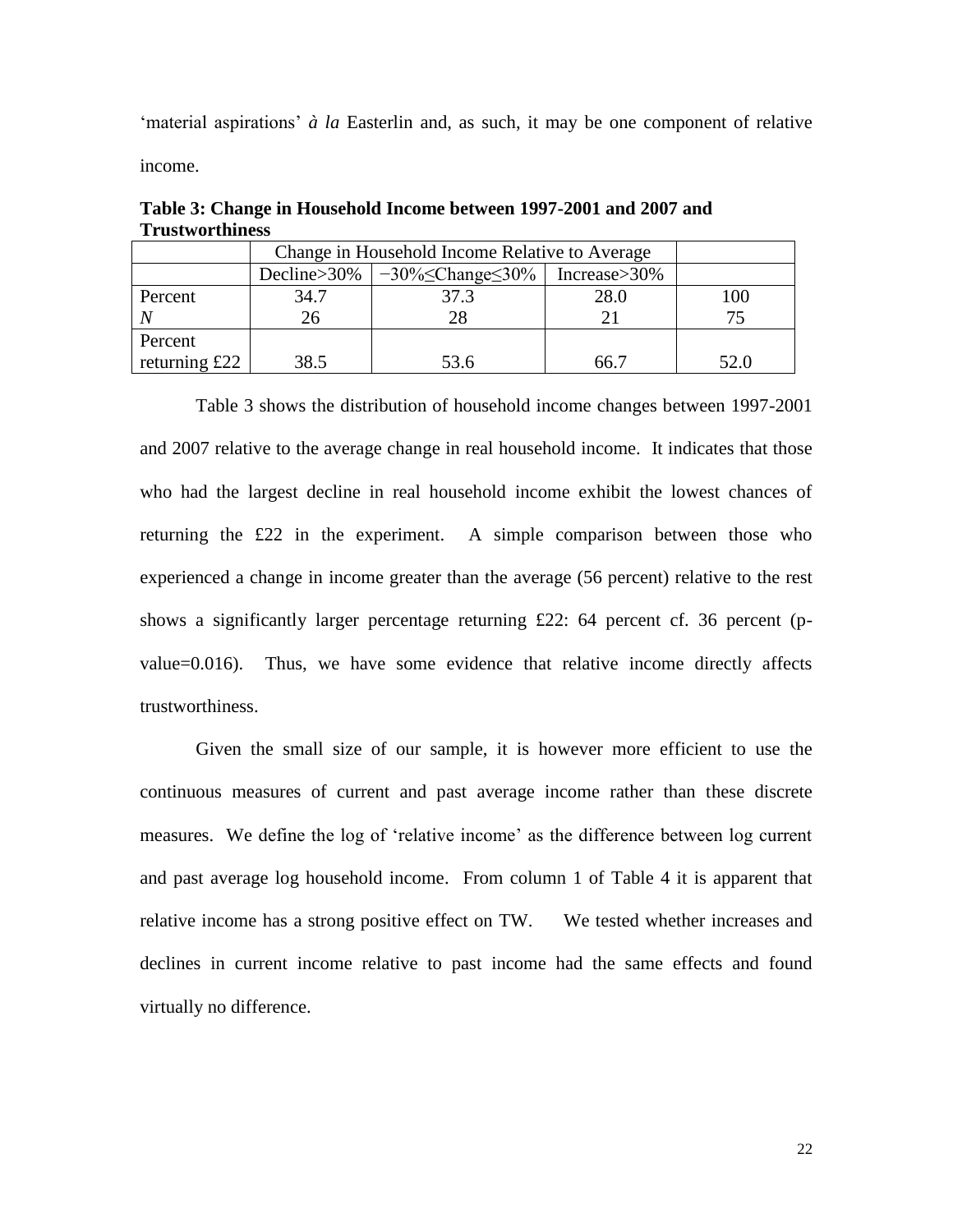'material aspirations' *à la* Easterlin and, as such, it may be one component of relative income.

**Table 3: Change in Household Income between 1997-2001 and 2007 and Trustworthiness**

| | Change in Household Income Relative to Average | | | |
|---|---|---|---|---|
| | Decline>30% | −30%≤Change≤30% | Increase>30% | |
| Percent | 34.7 | 37.3 | 28.0 | 100 |
| *N* | 26 | 28 | 21 | 75 |
| Percent returning £22 | 38.5 | 53.6 | 66.7 | 52.0 |

Table 3 shows the distribution of household income changes between 1997-2001 and 2007 relative to the average change in real household income. It indicates that those who had the largest decline in real household income exhibit the lowest chances of returning the £22 in the experiment. A simple comparison between those who experienced a change in income greater than the average (56 percent) relative to the rest shows a significantly larger percentage returning £22: 64 percent cf. 36 percent (p-value=0.016). Thus, we have some evidence that relative income directly affects trustworthiness.

Given the small size of our sample, it is however more efficient to use the continuous measures of current and past average income rather than these discrete measures. We define the log of 'relative income' as the difference between log current and past average log household income. From column 1 of Table 4 it is apparent that relative income has a strong positive effect on TW. We tested whether increases and declines in current income relative to past income had the same effects and found virtually no difference.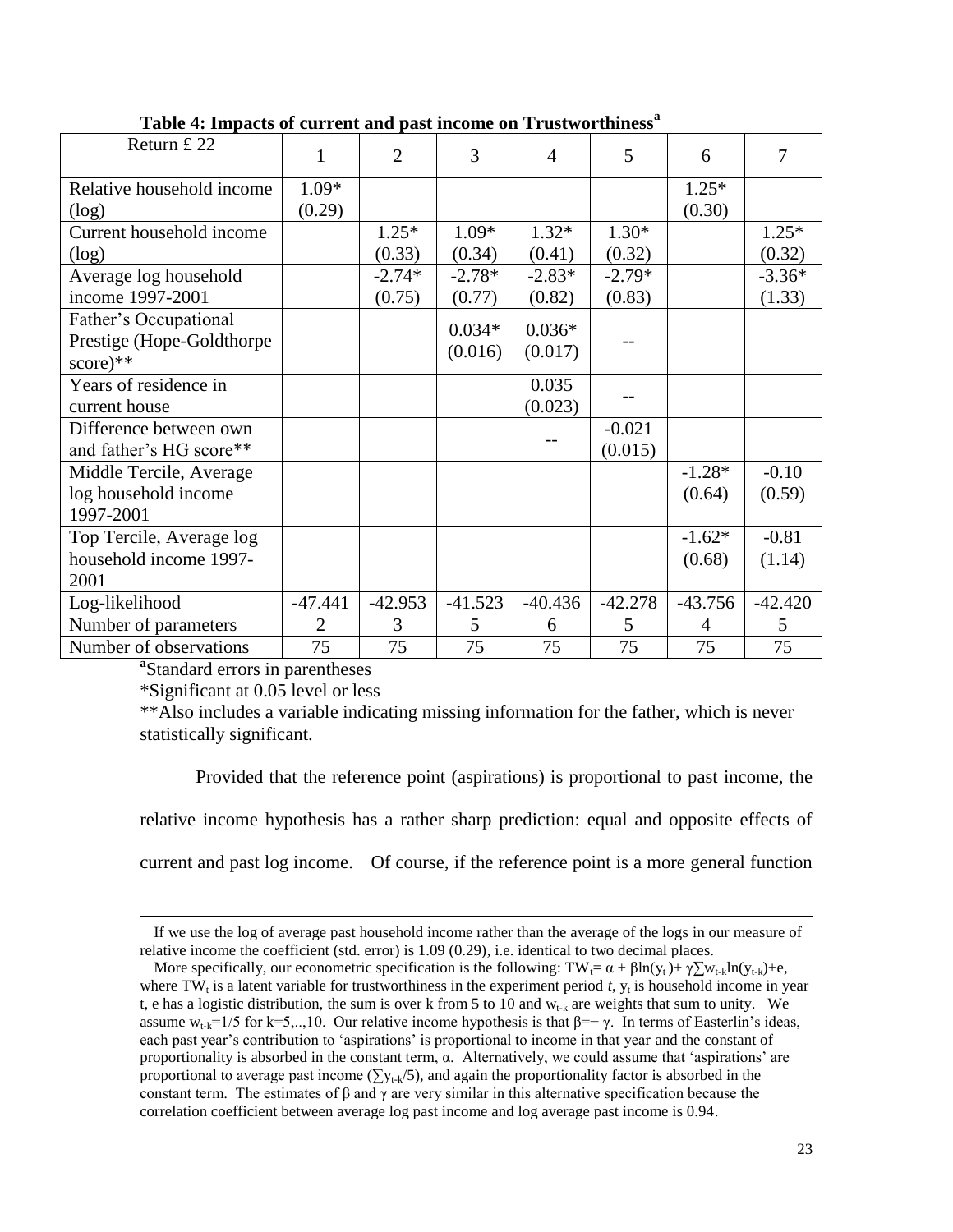**Table 4: Impacts of current and past income on Trustworthiness[a]**

| Return £ 22 | 1 | 2 | 3 | 4 | 5 | 6 | 7 |
|---|---|---|---|---|---|---|---|
| Relative household income (log) | 1.09* (0.29) | | | | | 1.25* (0.30) | |
| Current household income (log) | | 1.25* (0.33) | 1.09* (0.34) | 1.32* (0.41) | 1.30* (0.32) | | 1.25* (0.32) |
| Average log household income 1997-2001 | | -2.74* (0.75) | -2.78* (0.77) | -2.83* (0.82) | -2.79* (0.83) | | -3.36* (1.33) |
| Father's Occupational Prestige (Hope-Goldthorpe score)** | | | 0.034* (0.016) | 0.036* (0.017) | -- | | |
| Years of residence in current house | | | | 0.035 (0.023) | -- | | |
| Difference between own and father's HG score** | | | | -- | -0.021 (0.015) | | |
| Middle Tercile, Average log household income 1997-2001 | | | | | | -1.28* (0.64) | -0.10 (0.59) |
| Top Tercile, Average log household income 1997-2001 | | | | | | -1.62* (0.68) | -0.81 (1.14) |
| Log-likelihood | -47.441 | -42.953 | -41.523 | -40.436 | -42.278 | -43.756 | -42.420 |
| Number of parameters | 2 | 3 | 5 | 6 | 5 | 4 | 5 |
| Number of observations | 75 | 75 | 75 | 75 | 75 | 75 | 75 |

[a]Standard errors in parentheses

*Significant at 0.05 level or less

**Also includes a variable indicating missing information for the father, which is never statistically significant.

Provided that the reference point (aspirations) is proportional to past income, the relative income hypothesis has a rather sharp prediction: equal and opposite effects of current and past log income. Of course, if the reference point is a more general function

---

If we use the log of average past household income rather than the average of the logs in our measure of relative income the coefficient (std. error) is 1.09 (0.29), i.e. identical to two decimal places.

More specifically, our econometric specification is the following: $TW_t = \alpha + \beta \ln(y_t) + \gamma \sum w_{t-k} \ln(y_{t-k}) + e$, where $TW_t$ is a latent variable for trustworthiness in the experiment period $t$, $y_t$ is household income in year t, e has a logistic distribution, the sum is over k from 5 to 10 and $w_{t-k}$ are weights that sum to unity. We assume $w_{t-k}=1/5$ for k=5,..,10. Our relative income hypothesis is that $\beta = -\gamma$. In terms of Easterlin's ideas, each past year's contribution to 'aspirations' is proportional to income in that year and the constant of proportionality is absorbed in the constant term, $\alpha$. Alternatively, we could assume that 'aspirations' are proportional to average past income ($\sum y_{t-k}/5$), and again the proportionality factor is absorbed in the constant term. The estimates of $\beta$ and $\gamma$ are very similar in this alternative specification because the correlation coefficient between average log past income and log average past income is 0.94.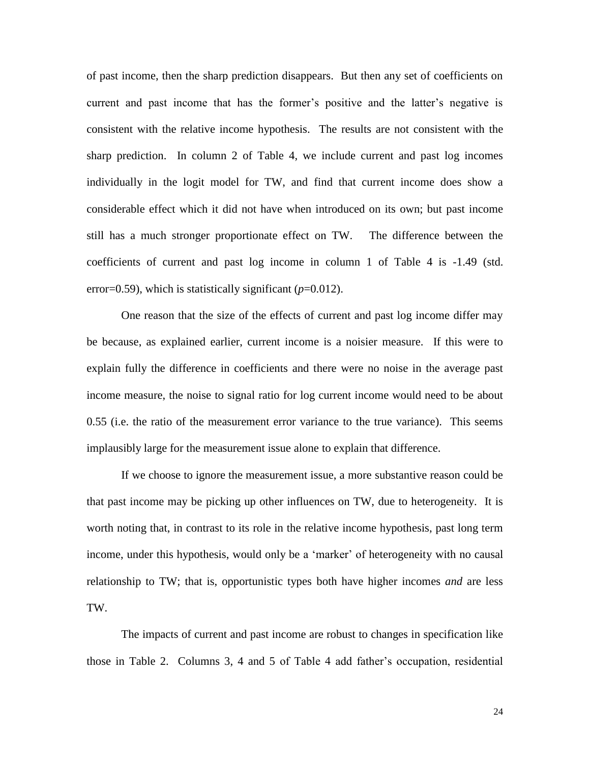of past income, then the sharp prediction disappears. But then any set of coefficients on current and past income that has the former's positive and the latter's negative is consistent with the relative income hypothesis. The results are not consistent with the sharp prediction. In column 2 of Table 4, we include current and past log incomes individually in the logit model for TW, and find that current income does show a considerable effect which it did not have when introduced on its own; but past income still has a much stronger proportionate effect on TW. The difference between the coefficients of current and past log income in column 1 of Table 4 is -1.49 (std. error=0.59), which is statistically significant ($p$=0.012).

One reason that the size of the effects of current and past log income differ may be because, as explained earlier, current income is a noisier measure. If this were to explain fully the difference in coefficients and there were no noise in the average past income measure, the noise to signal ratio for log current income would need to be about 0.55 (i.e. the ratio of the measurement error variance to the true variance). This seems implausibly large for the measurement issue alone to explain that difference.

If we choose to ignore the measurement issue, a more substantive reason could be that past income may be picking up other influences on TW, due to heterogeneity. It is worth noting that, in contrast to its role in the relative income hypothesis, past long term income, under this hypothesis, would only be a 'marker' of heterogeneity with no causal relationship to TW; that is, opportunistic types both have higher incomes *and* are less TW.

The impacts of current and past income are robust to changes in specification like those in Table 2. Columns 3, 4 and 5 of Table 4 add father's occupation, residential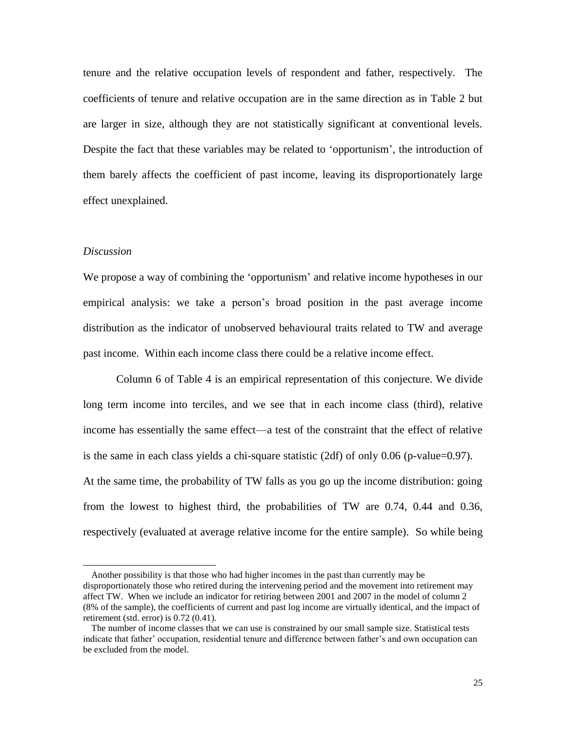tenure and the relative occupation levels of respondent and father, respectively. The coefficients of tenure and relative occupation are in the same direction as in Table 2 but are larger in size, although they are not statistically significant at conventional levels. Despite the fact that these variables may be related to 'opportunism', the introduction of them barely affects the coefficient of past income, leaving its disproportionately large effect unexplained.

*Discussion*

We propose a way of combining the 'opportunism' and relative income hypotheses in our empirical analysis: we take a person's broad position in the past average income distribution as the indicator of unobserved behavioural traits related to TW and average past income. Within each income class there could be a relative income effect.

Column 6 of Table 4 is an empirical representation of this conjecture. We divide long term income into terciles, and we see that in each income class (third), relative income has essentially the same effect—a test of the constraint that the effect of relative is the same in each class yields a chi-square statistic (2df) of only 0.06 (p-value=0.97). At the same time, the probability of TW falls as you go up the income distribution: going from the lowest to highest third, the probabilities of TW are 0.74, 0.44 and 0.36, respectively (evaluated at average relative income for the entire sample). So while being

---

Another possibility is that those who had higher incomes in the past than currently may be disproportionately those who retired during the intervening period and the movement into retirement may affect TW. When we include an indicator for retiring between 2001 and 2007 in the model of column 2 (8% of the sample), the coefficients of current and past log income are virtually identical, and the impact of retirement (std. error) is 0.72 (0.41).

The number of income classes that we can use is constrained by our small sample size. Statistical tests indicate that father' occupation, residential tenure and difference between father's and own occupation can be excluded from the model.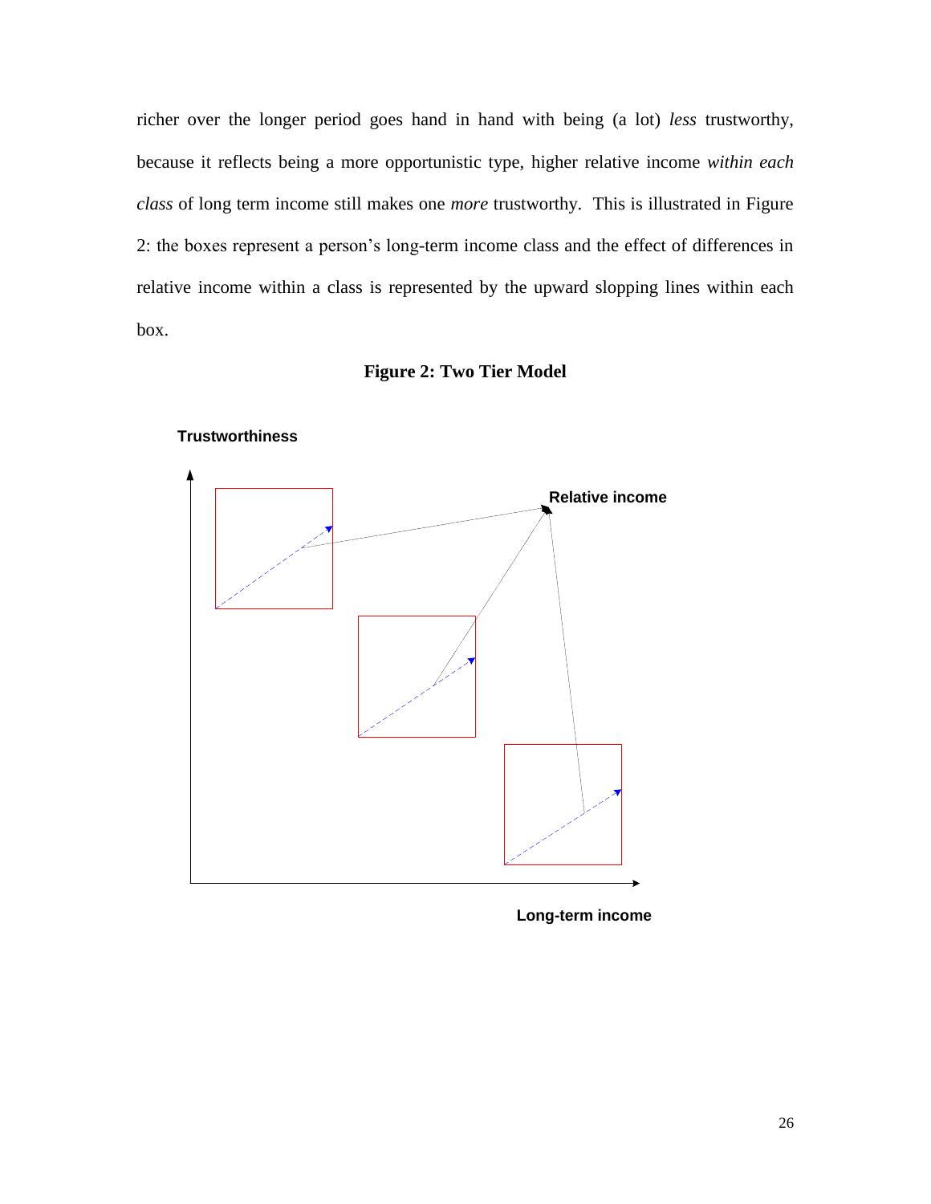richer over the longer period goes hand in hand with being (a lot) *less* trustworthy, because it reflects being a more opportunistic type, higher relative income *within each class* of long term income still makes one *more* trustworthy. This is illustrated in Figure 2: the boxes represent a person's long-term income class and the effect of differences in relative income within a class is represented by the upward sloping lines within each box.

**Figure 2: Two Tier Model**

Trustworthiness

Relative income

Long-term income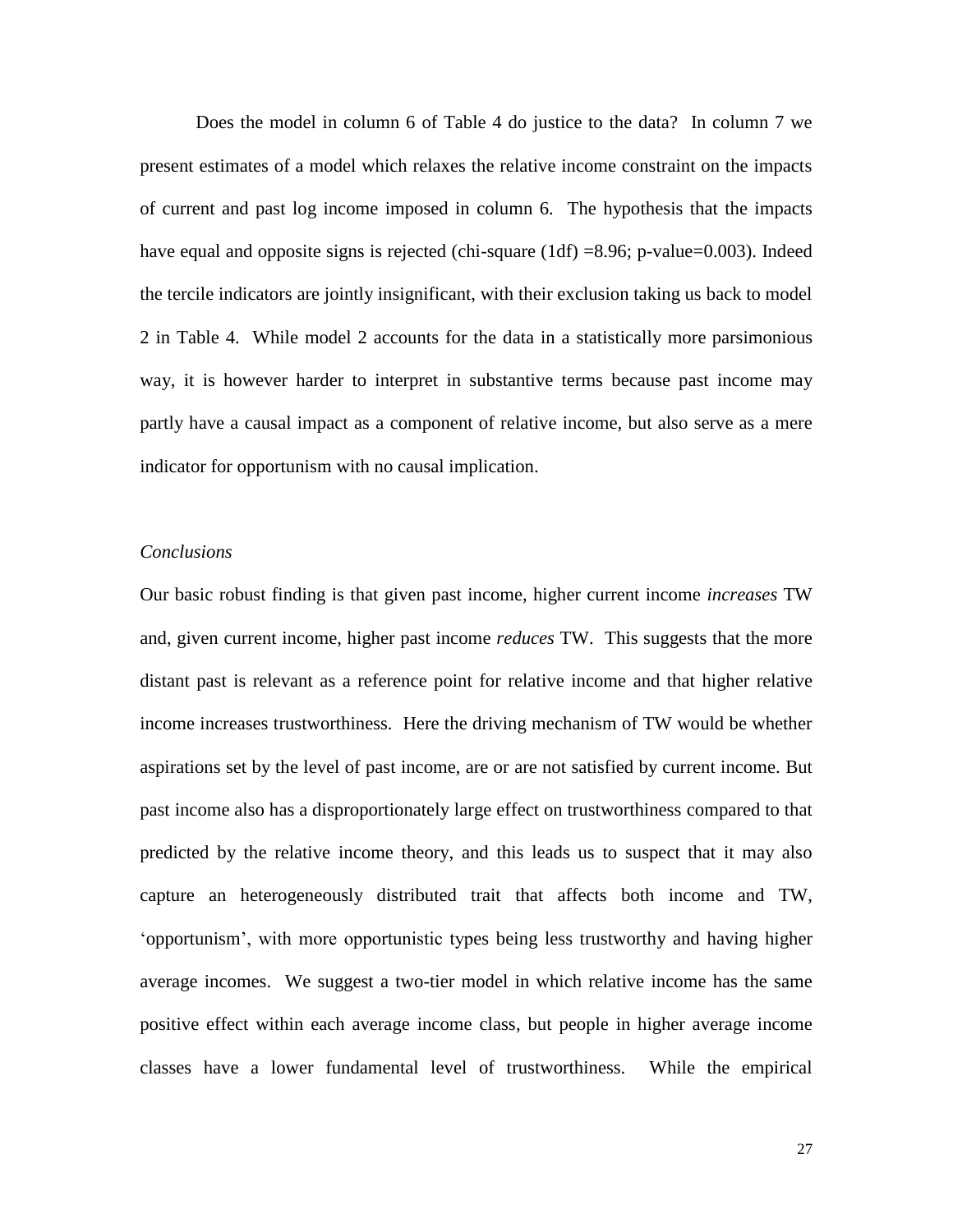Does the model in column 6 of Table 4 do justice to the data? In column 7 we present estimates of a model which relaxes the relative income constraint on the impacts of current and past log income imposed in column 6. The hypothesis that the impacts have equal and opposite signs is rejected (chi-square (1df) =8.96; p-value=0.003). Indeed the tercile indicators are jointly insignificant, with their exclusion taking us back to model 2 in Table 4. While model 2 accounts for the data in a statistically more parsimonious way, it is however harder to interpret in substantive terms because past income may partly have a causal impact as a component of relative income, but also serve as a mere indicator for opportunism with no causal implication.

*Conclusions*

Our basic robust finding is that given past income, higher current income *increases* TW and, given current income, higher past income *reduces* TW. This suggests that the more distant past is relevant as a reference point for relative income and that higher relative income increases trustworthiness. Here the driving mechanism of TW would be whether aspirations set by the level of past income, are or are not satisfied by current income. But past income also has a disproportionately large effect on trustworthiness compared to that predicted by the relative income theory, and this leads us to suspect that it may also capture an heterogeneously distributed trait that affects both income and TW, 'opportunism', with more opportunistic types being less trustworthy and having higher average incomes. We suggest a two-tier model in which relative income has the same positive effect within each average income class, but people in higher average income classes have a lower fundamental level of trustworthiness. While the empirical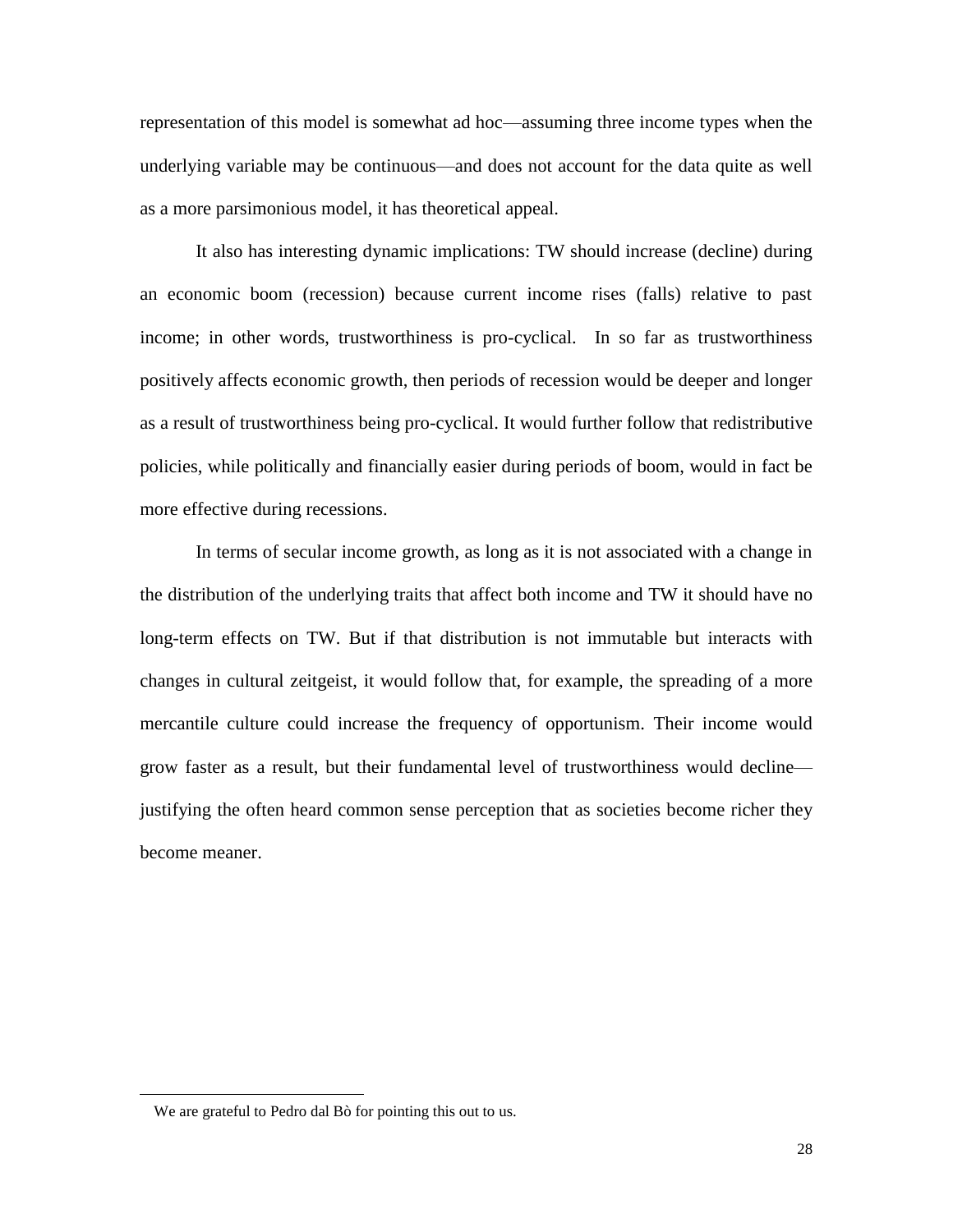representation of this model is somewhat ad hoc—assuming three income types when the underlying variable may be continuous—and does not account for the data quite as well as a more parsimonious model, it has theoretical appeal.

It also has interesting dynamic implications: TW should increase (decline) during an economic boom (recession) because current income rises (falls) relative to past income; in other words, trustworthiness is pro-cyclical. In so far as trustworthiness positively affects economic growth, then periods of recession would be deeper and longer as a result of trustworthiness being pro-cyclical. It would further follow that redistributive policies, while politically and financially easier during periods of boom, would in fact be more effective during recessions.

In terms of secular income growth, as long as it is not associated with a change in the distribution of the underlying traits that affect both income and TW it should have no long-term effects on TW. But if that distribution is not immutable but interacts with changes in cultural zeitgeist, it would follow that, for example, the spreading of a more mercantile culture could increase the frequency of opportunism. Their income would grow faster as a result, but their fundamental level of trustworthiness would decline—justifying the often heard common sense perception that as societies become richer they become meaner.

---

We are grateful to Pedro dal Bò for pointing this out to us.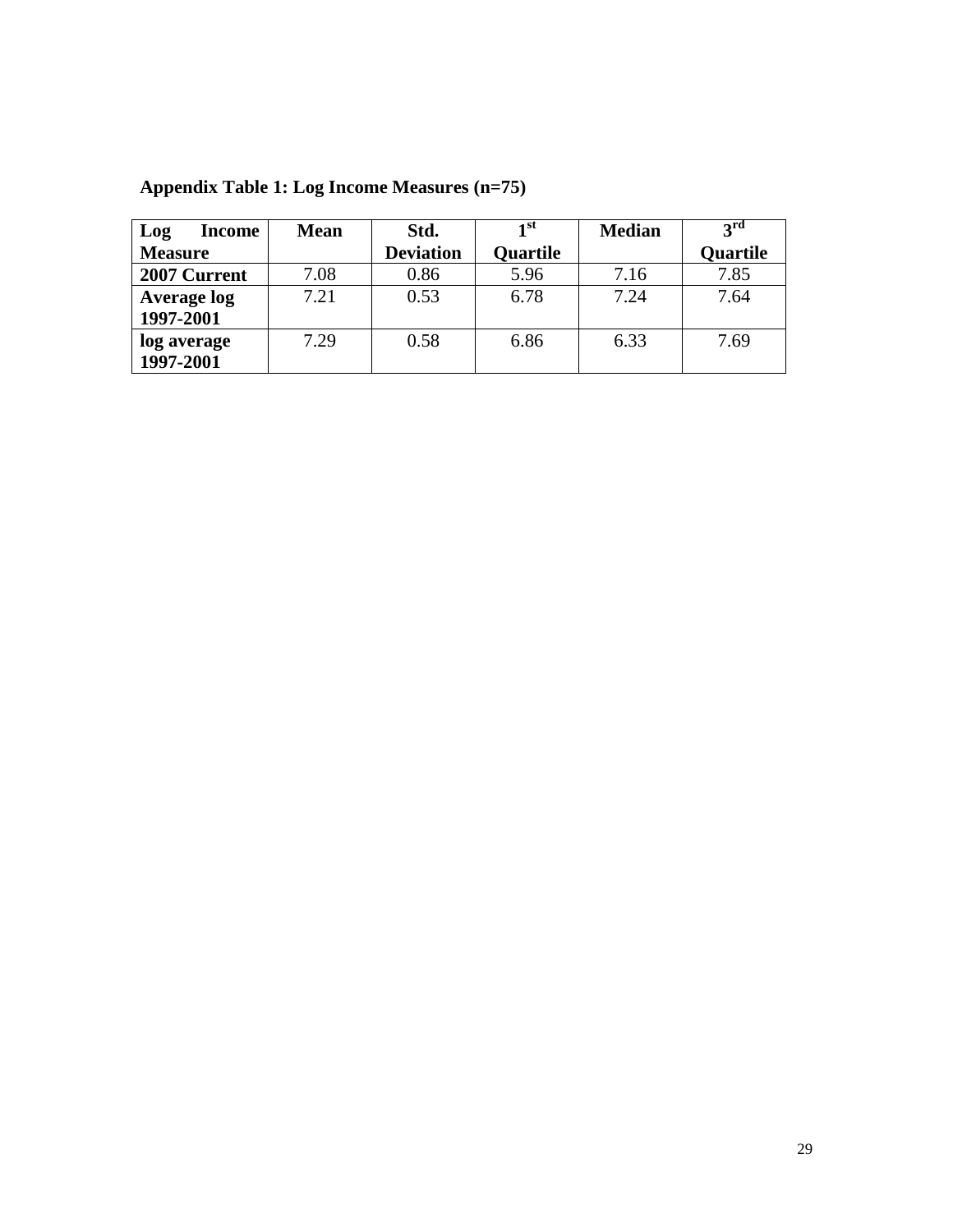**Appendix Table 1: Log Income Measures (n=75)**

| Log Income Measure | Mean | Std. Deviation | 1st Quartile | Median | 3rd Quartile |
|---|---|---|---|---|---|
| **2007 Current** | 7.08 | 0.86 | 5.96 | 7.16 | 7.85 |
| **Average log 1997-2001** | 7.21 | 0.53 | 6.78 | 7.24 | 7.64 |
| **log average 1997-2001** | 7.29 | 0.58 | 6.86 | 6.33 | 7.69 |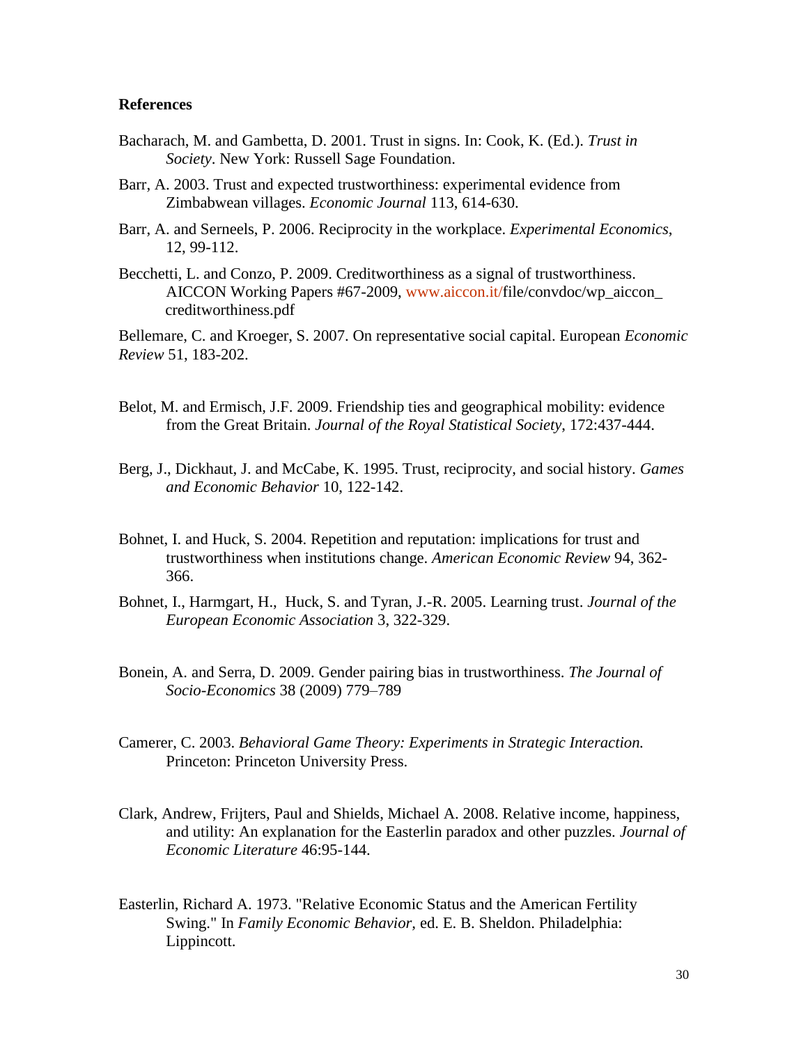**References**

Bacharach, M. and Gambetta, D. 2001. Trust in signs. In: Cook, K. (Ed.). *Trust in Society*. New York: Russell Sage Foundation.

Barr, A. 2003. Trust and expected trustworthiness: experimental evidence from Zimbabwean villages. *Economic Journal* 113, 614-630.

Barr, A. and Serneels, P. 2006. Reciprocity in the workplace. *Experimental Economics*, 12, 99-112.

Becchetti, L. and Conzo, P. 2009. Creditworthiness as a signal of trustworthiness. AICCON Working Papers #67-2009, www.aiccon.it/file/convdoc/wp_aiccon_creditworthiness.pdf

Bellemare, C. and Kroeger, S. 2007. On representative social capital. European *Economic Review* 51, 183-202.

Belot, M. and Ermisch, J.F. 2009. Friendship ties and geographical mobility: evidence from the Great Britain. *Journal of the Royal Statistical Society*, 172:437-444.

Berg, J., Dickhaut, J. and McCabe, K. 1995. Trust, reciprocity, and social history. *Games and Economic Behavior* 10, 122-142.

Bohnet, I. and Huck, S. 2004. Repetition and reputation: implications for trust and trustworthiness when institutions change. *American Economic Review* 94, 362-366.

Bohnet, I., Harmgart, H., Huck, S. and Tyran, J.-R. 2005. Learning trust. *Journal of the European Economic Association* 3, 322-329.

Bonein, A. and Serra, D. 2009. Gender pairing bias in trustworthiness. *The Journal of Socio-Economics* 38 (2009) 779–789

Camerer, C. 2003. *Behavioral Game Theory: Experiments in Strategic Interaction.* Princeton: Princeton University Press.

Clark, Andrew, Frijters, Paul and Shields, Michael A. 2008. Relative income, happiness, and utility: An explanation for the Easterlin paradox and other puzzles. *Journal of Economic Literature* 46:95-144.

Easterlin, Richard A. 1973. "Relative Economic Status and the American Fertility Swing." In *Family Economic Behavior*, ed. E. B. Sheldon. Philadelphia: Lippincott.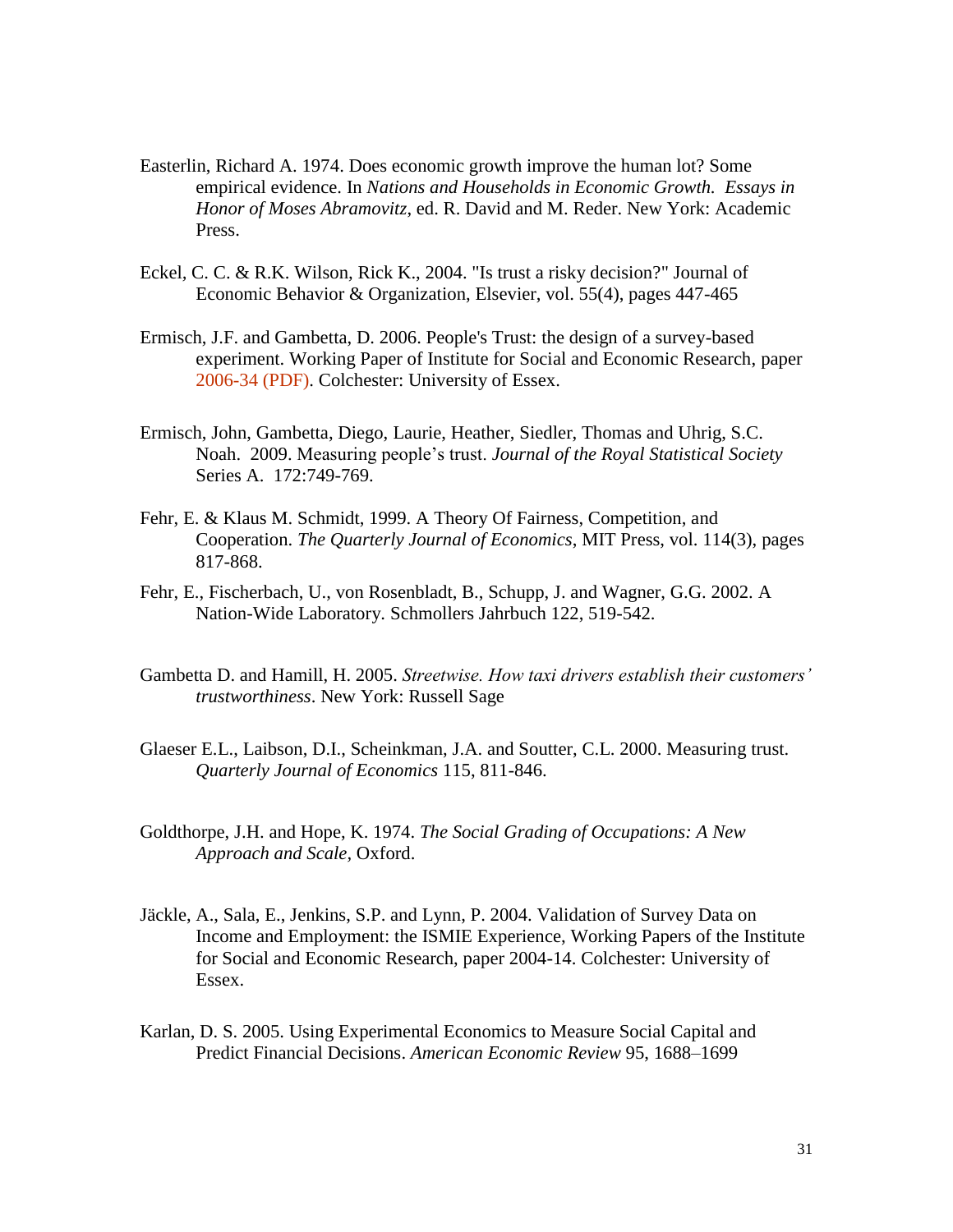Easterlin, Richard A. 1974. Does economic growth improve the human lot? Some empirical evidence. In *Nations and Households in Economic Growth. Essays in Honor of Moses Abramovitz*, ed. R. David and M. Reder. New York: Academic Press.

Eckel, C. C. & R.K. Wilson, Rick K., 2004. "Is trust a risky decision?" Journal of Economic Behavior & Organization, Elsevier, vol. 55(4), pages 447-465

Ermisch, J.F. and Gambetta, D. 2006. People's Trust: the design of a survey-based experiment. Working Paper of Institute for Social and Economic Research, paper 2006-34 (PDF). Colchester: University of Essex.

Ermisch, John, Gambetta, Diego, Laurie, Heather, Siedler, Thomas and Uhrig, S.C. Noah. 2009. Measuring people's trust. *Journal of the Royal Statistical Society* Series A. 172:749-769.

Fehr, E. & Klaus M. Schmidt, 1999. A Theory Of Fairness, Competition, and Cooperation. *The Quarterly Journal of Economics*, MIT Press, vol. 114(3), pages 817-868.

Fehr, E., Fischerbach, U., von Rosenbladt, B., Schupp, J. and Wagner, G.G. 2002. A Nation-Wide Laboratory. Schmollers Jahrbuch 122, 519-542.

Gambetta D. and Hamill, H. 2005. *Streetwise. How taxi drivers establish their customers' trustworthiness*. New York: Russell Sage

Glaeser E.L., Laibson, D.I., Scheinkman, J.A. and Soutter, C.L. 2000. Measuring trust. *Quarterly Journal of Economics* 115, 811-846.

Goldthorpe, J.H. and Hope, K. 1974. *The Social Grading of Occupations: A New Approach and Scale*, Oxford.

Jäckle, A., Sala, E., Jenkins, S.P. and Lynn, P. 2004. Validation of Survey Data on Income and Employment: the ISMIE Experience, Working Papers of the Institute for Social and Economic Research, paper 2004-14. Colchester: University of Essex.

Karlan, D. S. 2005. Using Experimental Economics to Measure Social Capital and Predict Financial Decisions. *American Economic Review* 95, 1688–1699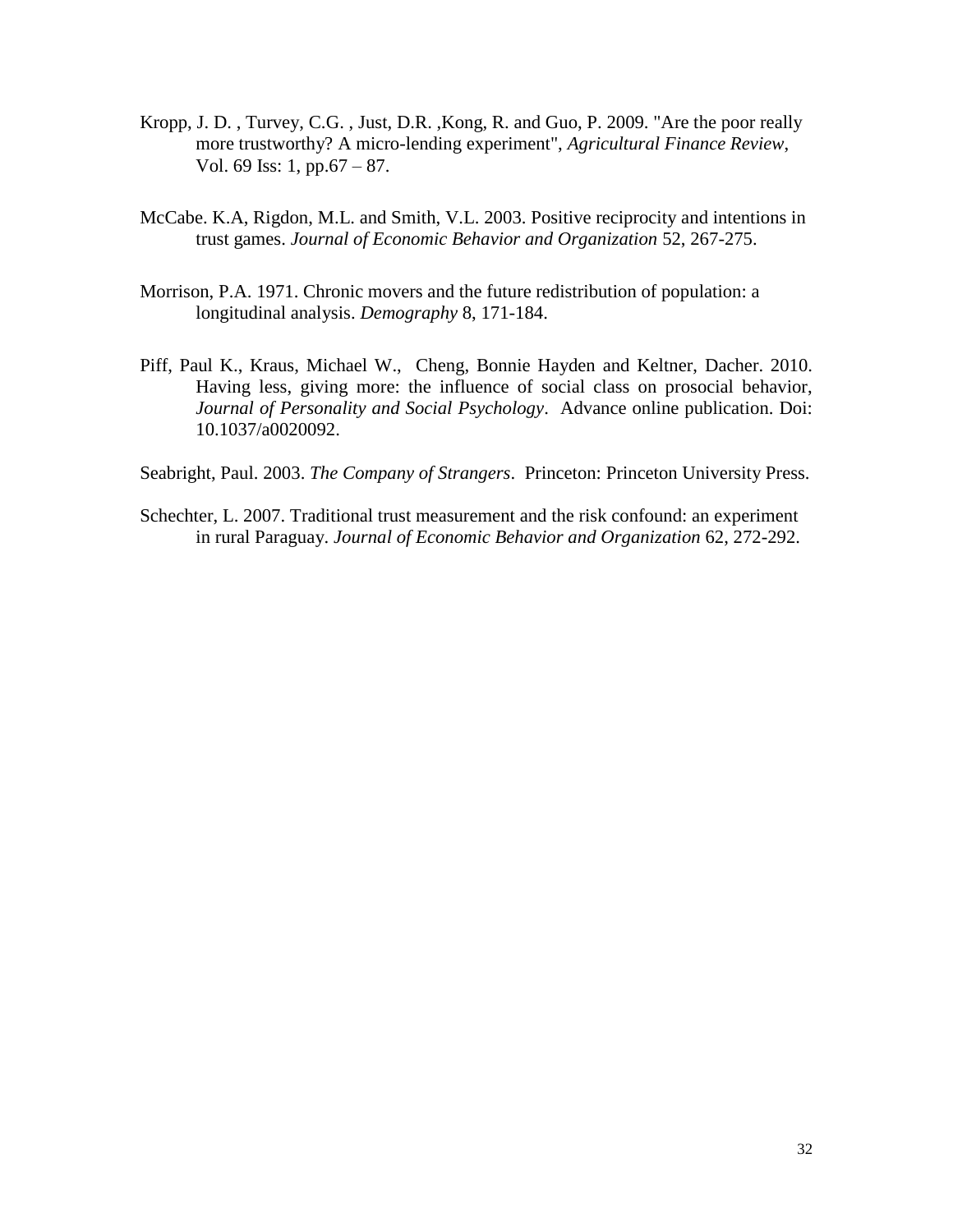Kropp, J. D. , Turvey, C.G. , Just, D.R. ,Kong, R. and Guo, P. 2009. "Are the poor really more trustworthy? A micro-lending experiment", *Agricultural Finance Review*, Vol. 69 Iss: 1, pp.67 – 87.

McCabe. K.A, Rigdon, M.L. and Smith, V.L. 2003. Positive reciprocity and intentions in trust games. *Journal of Economic Behavior and Organization* 52, 267-275.

Morrison, P.A. 1971. Chronic movers and the future redistribution of population: a longitudinal analysis. *Demography* 8, 171-184.

Piff, Paul K., Kraus, Michael W., Cheng, Bonnie Hayden and Keltner, Dacher. 2010. Having less, giving more: the influence of social class on prosocial behavior, *Journal of Personality and Social Psychology*. Advance online publication. Doi: 10.1037/a0020092.

Seabright, Paul. 2003. *The Company of Strangers*. Princeton: Princeton University Press.

Schechter, L. 2007. Traditional trust measurement and the risk confound: an experiment in rural Paraguay. *Journal of Economic Behavior and Organization* 62, 272-292.